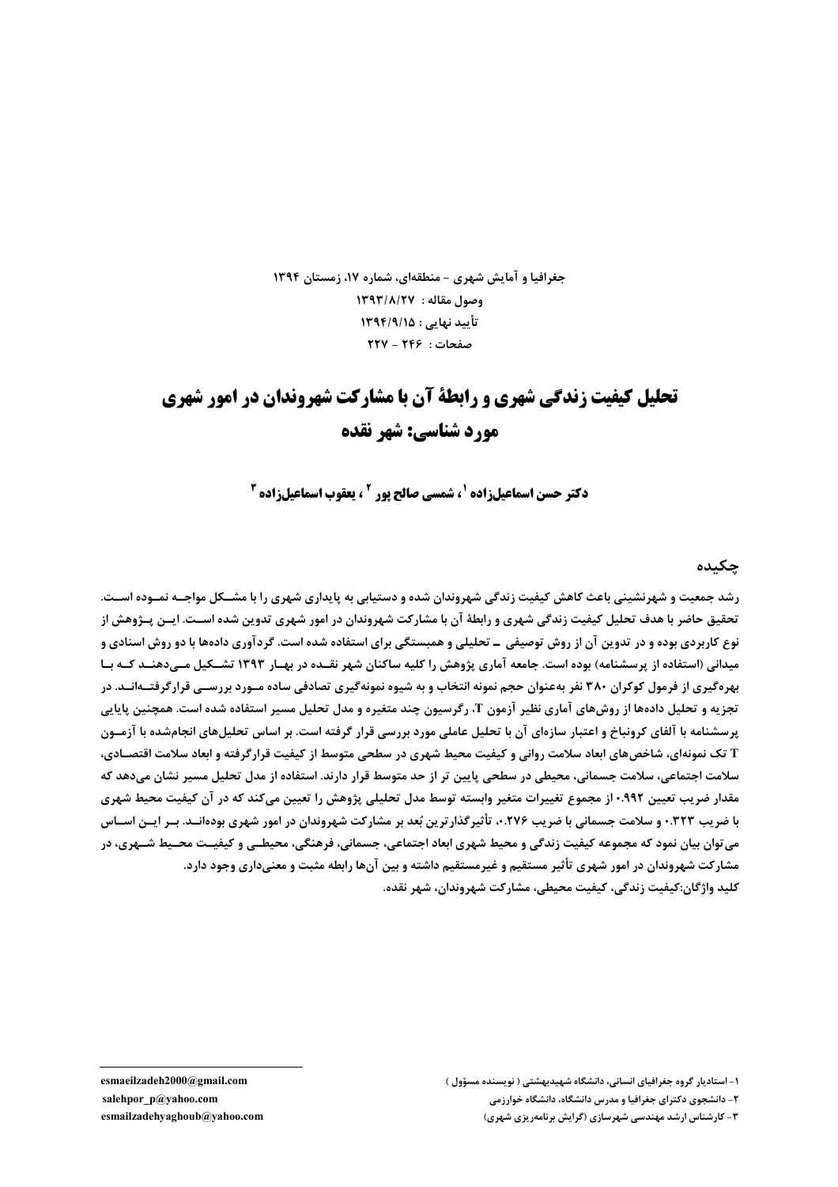جغرافیا و آمایش شهری - منطقه‌ای، شماره ۱۷، زمستان ۱۳۹۴

وصول مقاله : ۱۳۹۳/۸/۲۷

تأیید نهایی : ۱۳۹۴/۹/۱۵

صفحات : ۲۴۶ - ۲۲۷

# تحلیل کیفیت زندگی شهری و رابطهٔ آن با مشارکت شهروندان در امور شهری مورد شناسی: شهر نقده

**دکتر حسن اسماعیل‌زاده [۱]، شمسی صالح پور [۲]، یعقوب اسماعیل‌زاده [۳]**

## چکیده

رشد جمعیت و شهرنشینی باعث کاهش کیفیت زندگی شهروندان شده و دستیابی به پایداری شهری را با مشکل مواجه نموده است. تحقیق حاضر با هدف تحلیل کیفیت زندگی شهری و رابطهٔ آن با مشارکت شهروندان در امور شهری تدوین شده است. این پژوهش از نوع کاربردی بوده و در تدوین آن از روش توصیفی ــ تحلیلی و همبستگی برای استفاده شده است. گردآوری داده‌ها با دو روش اسنادی و میدانی (استفاده از پرسشنامه) بوده است. جامعه آماری پژوهش را کلیه ساکنان شهر نقده در بهار ۱۳۹۳ تشکیل می‌دهند که با بهره‌گیری از فرمول کوکران ۳۸۰ نفر به‌عنوان حجم نمونه انتخاب و به شیوه نمونه‌گیری تصادفی ساده مورد بررسی قرارگرفته‌اند. در تجزیه و تحلیل داده‌ها از روش‌های آماری نظیر آزمون T، رگرسیون چند متغیره و مدل تحلیل مسیر استفاده شده است. همچنین پایایی پرسشنامه با آلفای کرونباخ و اعتبار سازه‌ای آن با تحلیل عاملی مورد بررسی قرار گرفته است. بر اساس تحلیل‌های انجام‌شده با آزمون T تک نمونه‌ای، شاخص‌های ابعاد سلامت روانی و کیفیت محیط شهری در سطحی متوسط از کیفیت قرارگرفته و ابعاد سلامت اقتصادی، سلامت اجتماعی، سلامت جسمانی، محیطی در سطحی پایین تر از حد متوسط قرار دارند. استفاده از مدل تحلیل مسیر نشان می‌دهد که مقدار ضریب تعیین ۰.۹۹۲ از مجموع تغییرات متغیر وابسته توسط مدل تحلیلی پژوهش را تعیین می‌کند که در آن کیفیت محیط شهری با ضریب ۰.۳۲۳ و سلامت جسمانی با ضریب ۰.۲۷۶، تأثیرگذارترین بُعد بر مشارکت شهروندان در امور شهری بوده‌اند. بر این اساس می‌توان بیان نمود که مجموعه کیفیت زندگی و محیط شهری ابعاد اجتماعی، جسمانی، فرهنگی، محیطی و کیفیت محیط شهری، در مشارکت شهروندان در امور شهری تأثیر مستقیم و غیرمستقیم داشته و بین آن‌ها رابطه مثبت و معنی‌داری وجود دارد.

**کلید واژگان:** کیفیت زندگی، کیفیت محیطی، مشارکت شهروندان، شهر نقده.

---

۱- استادیار گروه جغرافیای انسانی، دانشگاه شهیدبهشتی ( نویسنده مسؤول ) esmaeilzadeh2000@gmail.com

۲- دانشجوی دکترای جغرافیا و مدرس دانشگاه، دانشگاه خوارزمی salehpor_p@yahoo.com

۳- کارشناس ارشد مهندسی شهرسازی (گرایش برنامه‌ریزی شهری) esmailzadehyaghoub@yahoo.com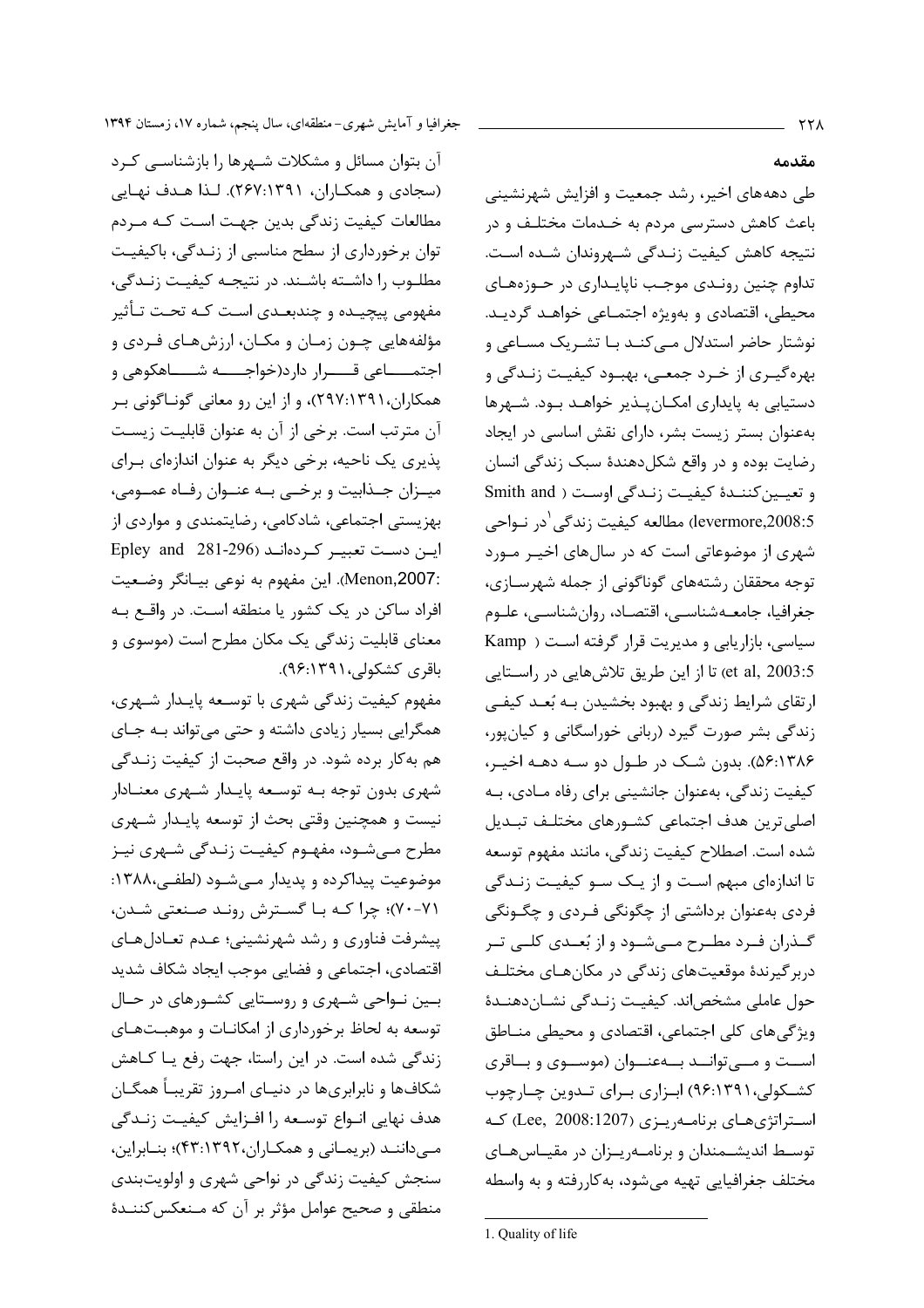## مقدمه

طی دهه‌های اخیر، رشد جمعیت و افزایش شهرنشینی باعث کاهش دسترسی مردم به خدمات مختلف و در نتیجه کاهش کیفیت زندگی شهروندان شده است. تداوم چنین روندی موجب ناپایداری در حوزه‌های محیطی، اقتصادی و به‌ویژه اجتماعی خواهد گردید. نوشتار حاضر استدلال می‌کند با تشریک مساعی و بهره‌گیری از خرد جمعی، بهبود کیفیت زندگی و دستیابی به پایداری امکان‌پذیر خواهد بود. شهرها به‌عنوان بستر زیست بشر، دارای نقش اساسی در ایجاد رضایت بوده و در واقع شکل‌دهندهٔ سبک زندگی انسان و تعیین‌کنندهٔ کیفیت زندگی اوست (Smith and levermore,2008:5) مطالعه کیفیت زندگی[1] در نواحی شهری از موضوعاتی است که در سال‌های اخیر مورد توجه محققان رشته‌های گوناگونی از جمله شهرسازی، جغرافیا، جامعه‌شناسی، اقتصاد، روان‌شناسی، علوم سیاسی، بازاریابی و مدیریت قرار گرفته است (Kamp et al, 2003:5) تا از این طریق تلاش‌هایی در راستایی ارتقای شرایط زندگی و بهبود بخشیدن به بُعد کیفی زندگی بشر صورت گیرد (ربانی خوراسگانی و کیان‌پور، ۵۶:۱۳۸۶). بدون شک در طول دو سه دهه اخیر، کیفیت زندگی، به‌عنوان جانشینی برای رفاه مادی، به اصلی‌ترین هدف اجتماعی کشورهای مختلف تبدیل شده است. اصطلاح کیفیت زندگی، مانند مفهوم توسعه تا اندازه‌ای مبهم است و از یک سو کیفیت زندگی فردی به‌عنوان برداشتی از چگونگی فردی و چگونگی گذران فرد مطرح می‌شود و از بُعدی کلی تر دربرگیرندهٔ موقعیت‌های زندگی در مکان‌های مختلف حول عاملی مشخص‌اند. کیفیت زندگی نشان‌دهندهٔ ویژگی‌های کلی اجتماعی، اقتصادی و محیطی مناطق است و می‌تواند به‌عنوان (موسوی و باقری کشکولی، ۹۶:۱۳۹۱) ابزاری برای تدوین چارچوب استراتژی‌های برنامه‌ریزی (Lee, 2008:1207) که توسط اندیشمندان و برنامه‌ریزان در مقیاس‌های مختلف جغرافیایی تهیه می‌شود، به‌کاررفته و به واسطه آن بتوان مسائل و مشکلات شهرها را بازشناسی کرد (سجادی و همکاران، ۲۶۷:۱۳۹۱). لذا هدف نهایی مطالعات کیفیت زندگی بدین جهت است که مردم توان برخورداری از سطح مناسبی از زندگی، باکیفیت مطلوب را داشته باشند. در نتیجه کیفیت زندگی، مفهومی پیچیده و چندبعدی است که تحت تأثیر مؤلفه‌هایی چون زمان و مکان، ارزش‌های فردی و اجتماعی قرار دارد(خواجه شاهکوهی و همکاران،۲۹۷:۱۳۹۱)، و از این رو معانی گوناگونی بر آن مترتب است. برخی از آن به عنوان قابلیت زیست پذیری یک ناحیه، برخی دیگر به عنوان اندازه‌ای برای میزان جذابیت و برخی به عنوان رفاه عمومی، بهزیستی اجتماعی، شادکامی، رضایتمندی و مواردی از این دست تعبیر کرده‌اند (Epley and 281-296 :Menon,2007). این مفهوم به نوعی بیانگر وضعیت افراد ساکن در یک کشور یا منطقه است. در واقع به معنای قابلیت زندگی یک مکان مطرح است (موسوی و باقری کشکولی،۹۶:۱۳۹۱).

مفهوم کیفیت زندگی شهری با توسعه پایدار شهری، همگرایی بسیار زیادی داشته و حتی می‌تواند به جای هم به‌کار برده شود. در واقع صحبت از کیفیت زندگی شهری بدون توجه به توسعه پایدار شهری معنادار نیست و همچنین وقتی بحث از توسعه پایدار شهری مطرح می‌شود، مفهوم کیفیت زندگی شهری نیز موضوعیت پیداکرده و پدیدار می‌شود (لطفی،۱۳۸۸: ۷۱-۷۰)؛ چرا که با گسترش روند صنعتی شدن، پیشرفت فناوری و رشد شهرنشینی؛ عدم تعادل‌های اقتصادی، اجتماعی و فضایی موجب ایجاد شکاف شدید بین نواحی شهری و روستایی کشورهای در حال توسعه به لحاظ برخورداری از امکانات و موهبت‌های زندگی شده است. در این راستا، جهت رفع یا کاهش شکاف‌ها و نابرابری‌ها در دنیای امروز تقریباً همگان هدف نهایی انواع توسعه را افزایش کیفیت زندگی می‌دانند (بریمانی و همکاران،۴۳:۱۳۹۲)؛ بنابراین، سنجش کیفیت زندگی در نواحی شهری و اولویت‌بندی منطقی و صحیح عوامل مؤثر بر آن که منعکس‌کنندهٔ

---

1. Quality of life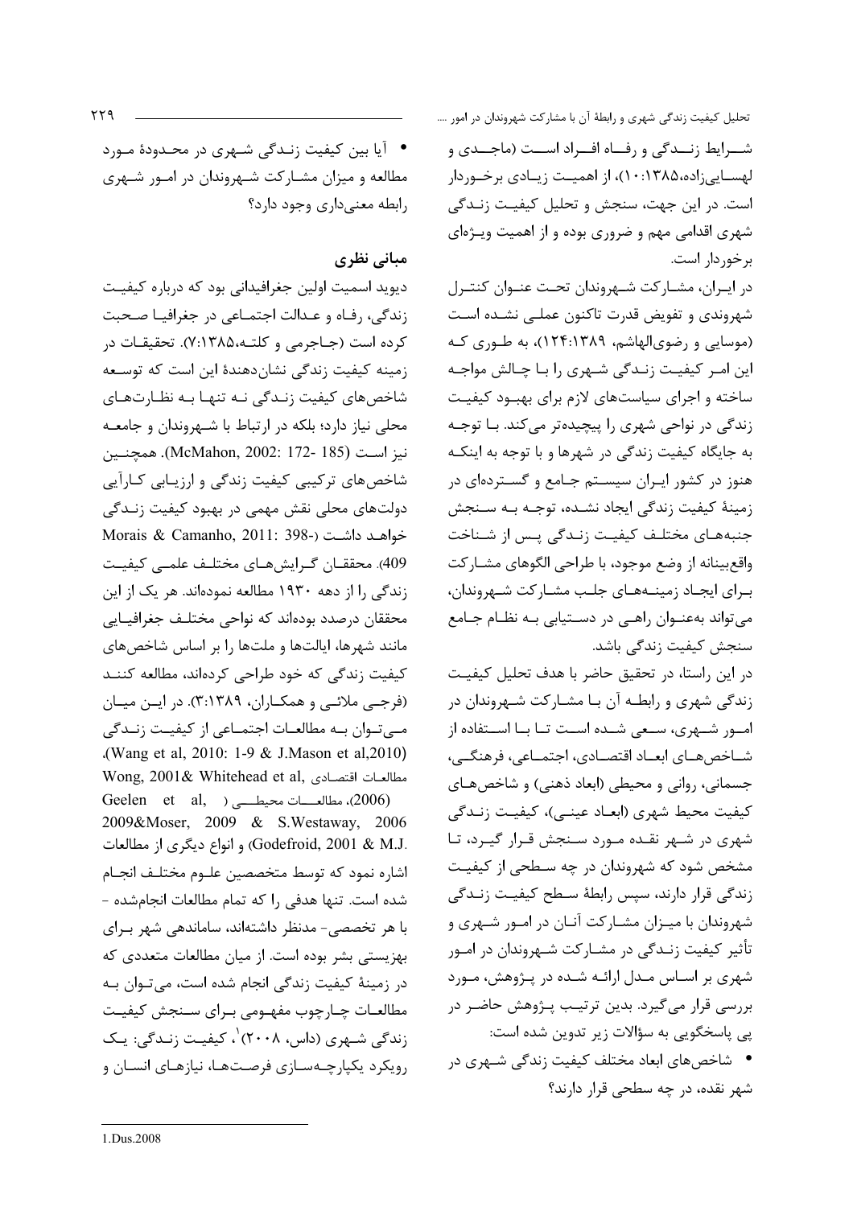شـرایط زنـدگی و رفـاه افـراد اسـت (ماجـدی و لهسـایی‌زاده،۱۳۸۵:۱۰)، از اهمیـت زیـادی برخـوردار است. در این جهت، سنجش و تحلیل کیفیـت زنـدگی شهری اقدامی مهم و ضروری بوده و از اهمیت ویـژه‌ای برخوردار است.

در ایـران، مشـارکت شـهروندان تحـت عنـوان کنتـرل شهروندی و تفویض قدرت تاکنون عملـی نشـده اسـت (موسایی و رضوی‌الهاشم، ۱۳۸۹:۱۲۴)، به طـوری کـه این امـر کیفیـت زنـدگی شـهری را بـا چـالش مواجـه ساخته و اجرای سیاست‌های لازم برای بهبـود کیفیـت زندگی در نواحی شهری را پیچیده‌تر می‌کند. بـا توجـه به جایگاه کیفیت زندگی در شهرها و با توجه به اینکـه هنوز در کشور ایـران سیسـتم جـامع و گسـترده‌ای در زمینهٔ کیفیت زندگی ایجاد نشـده، توجـه بـه سـنجش جنبه‌هـای مختلـف کیفیـت زنـدگی پـس از شـناخت واقع‌بینانه از وضع موجود، با طراحی الگوهای مشـارکت بـرای ایجـاد زمینـه‌هـای جلـب مشـارکت شـهروندان، می‌تواند به‌عنـوان راهـی در دسـتیابی بـه نظـام جـامع سنجش کیفیت زندگی باشد.

در این راستا، در تحقیق حاضر با هدف تحلیل کیفیـت زندگی شهری و رابطـه آن بـا مشـارکت شـهروندان در امـور شـهری، سـعی شـده اسـت تـا بـا اسـتفاده از شـاخص‌هـای ابعـاد اقتصـادی، اجتمـاعی، فرهنگـی، جسمانی، روانی و محیطی (ابعاد ذهنی) و شاخص‌هـای کیفیت محیط شهری (ابعـاد عینـی)، کیفیـت زنـدگی شهری در شـهر نقـده مـورد سـنجش قـرار گیـرد، تـا مشخص شود که شهروندان در چه سـطحی از کیفیـت زندگی قرار دارند، سپس رابطهٔ سـطح کیفیـت زنـدگی شهروندان با میـزان مشـارکت آنـان در امـور شـهری و تأثیر کیفیت زنـدگی در مشـارکت شـهروندان در امـور شهری بر اسـاس مـدل ارائـه شـده در پـژوهش، مـورد بررسی قرار می‌گیرد. بدین ترتیـب پـژوهش حاضـر در پی پاسخگویی به سؤالات زیر تدوین شده است:

- شاخص‌های ابعاد مختلف کیفیت زندگی شـهری در شهر نقده، در چه سطحی قرار دارند؟
- آیا بین کیفیت زنـدگی شـهری در محـدودهٔ مـورد مطالعه و میزان مشـارکت شـهروندان در امـور شـهری رابطه معنی‌داری وجود دارد؟

## مبانی نظری

دیوید اسمیت اولین جغرافیدانی بود که درباره کیفیـت زندگی، رفـاه و عـدالت اجتمـاعی در جغرافیـا صـحبت کرده است (جـاجرمی و کلتـه،۱۳۸۵:۷). تحقیقـات در زمینه کیفیت زندگی نشان‌دهندهٔ این است که توسـعه شاخص‌های کیفیت زنـدگی نـه تنهـا بـه نظـارت‌هـای محلی نیاز دارد؛ بلکه در ارتباط با شـهروندان و جامعـه نیز اسـت (McMahon, 2002: 172- 185). همچنـین شاخص‌های ترکیبی کیفیت زندگی و ارزیـابی کـارآیی دولت‌های محلی نقش مهمی در بهبود کیفیت زنـدگی خواهـد داشـت (Morais & Camanho, 2011: 398-409). محققـان گـرایش‌هـای مختلـف علمـی کیفیـت زندگی را از دهه ۱۹۳۰ مطالعه نموده‌اند. هر یک از این محققان درصدد بوده‌اند که نواحی مختلـف جغرافیـایی مانند شهرها، ایالت‌ها و ملت‌ها را بر اساس شاخص‌های کیفیت زندگی که خود طراحی کرده‌اند، مطالعه کننـد (فرجـی ملائـی و همکـاران، ۱۳۸۹:۳). در ایـن میـان مـی‌تـوان بـه مطالعـات اجتمـاعی از کیفیـت زنـدگی (Wang et al, 2010: 1-9 & J.Mason et al,2010)، مطالعـات اقتصـادی Wong, 2001& Whitehead et al, (2006)، مطالعـات محیطـی (Geelen et al, 2009&Moser, 2009 & S.Westaway, 2006 Godefroid, 2001 & M.J.) و انواع دیگری از مطالعات اشاره نمود که توسط متخصصین علـوم مختلـف انجـام شده است. تنها هدفی را که تمام مطالعات انجام‌شده - با هر تخصصی- مدنظر داشته‌اند، ساماندهی شهر بـرای بهزیستی بشر بوده است. از میان مطالعات متعددی که در زمینهٔ کیفیت زندگی انجام شده است، می‌تـوان بـه مطالعـات چـارچوب مفهـومی بـرای سـنجش کیفیـت زندگی شـهری (داس، ۲۰۰۸)[1]، کیفیـت زنـدگی: یـک رویکرد یکپارچـه‌سـازی فرصـت‌هـا، نیازهـای انسـان و

---
1. Dus.2008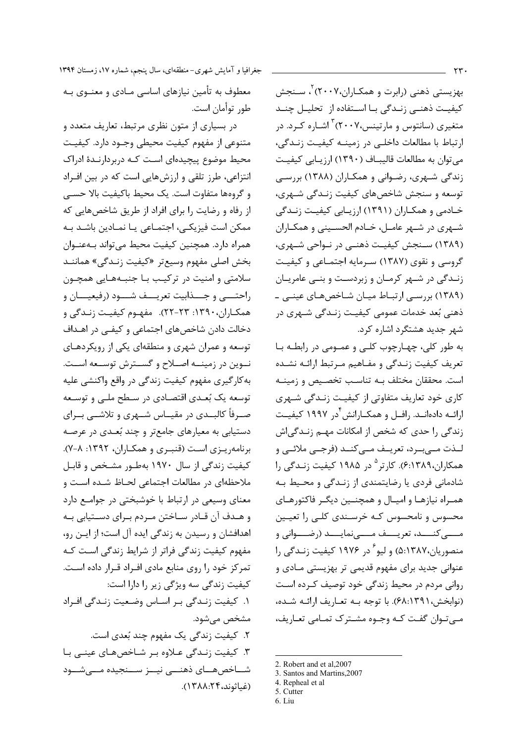بهزیستی ذهنی (رابرت و همکاران،۲۰۰۷)[2]، سنجش کیفیت ذهنی زندگی با استفاده از تحلیل چند متغیری (سانتوس و مارتینس،۲۰۰۷)[3] اشاره کرد. در ارتباط با مطالعات داخلی در زمینه کیفیت زندگی، می‌توان به مطالعات قالیباف (۱۳۹۰) ارزیابی کیفیت زندگی شهری، رضوانی و همکاران (۱۳۸۸) بررسی توسعه و سنجش شاخص‌های کیفیت زندگی شهری، خادمی و همکاران (۱۳۹۱) ارزیابی کیفیت زندگی شهری در شهر عامل، خادم الحسینی و همکاران (۱۳۸۹) سنجش کیفیت ذهنی در نواحی شهری، گروسی و نقوی (۱۳۸۷) سرمایه اجتماعی و کیفیت زندگی در شهر کرمان و زبردست و بنی عامریان (۱۳۸۹) بررسی ارتباط میان شاخص‌های عینی ـ ذهنی بُعد خدمات عمومی کیفیت زندگی شهری در شهر جدید هشتگرد اشاره کرد.

به طور کلی، چهارچوب کلی و عمومی در رابطه با تعریف کیفیت زندگی و مفاهیم مرتبط ارائه نشده است. محققان مختلف به تناسب تخصیص و زمینه کاری خود تعاریف متفاوتی از کیفیت زندگی شهری ارائه داده‌اند. رافل و همکارانش[4] در ۱۹۹۷ کیفیت زندگی را حدی که شخص از امکانات مهم زندگی‌اش لذت می‌برد، تعریف می‌کند (فرجی ملائی و همکاران،۱۳۸۹:۶). کارتر[5] در ۱۹۸۵ کیفیت زندگی را شادمانی فردی یا رضایتمندی از زندگی و محیط به همراه نیازها و امیال و همچنین دیگر فاکتورهای محسوس و نامحسوس که خرسندی کلی را تعیین می‌کند، تعریف می‌نماید (رضوانی و منصوریان،۱۳۸۷:۵) و لیو[6] در ۱۹۷۶ کیفیت زندگی را عنوانی جدید برای مفهوم قدیمی تر بهزیستی مادی و روانی مردم در محیط زندگی خود توصیف کرده است (نوابخش،۱۳۹۱:۶۸). با توجه به تعاریف ارائه شده، می‌توان گفت که وجوه مشترک تمامی تعاریف، معطوف به تأمین نیازهای اساسی مادی و معنوی به طور توأمان است.

در بسیاری از متون نظری مرتبط، تعاریف متعدد و متنوعی از مفهوم کیفیت محیطی وجود دارد. کیفیت محیط موضوع پیچیده‌ای است که دربردارندهٔ ادراک انتزاعی، طرز تلقی و ارزش‌هایی است که در بین افراد و گروه‌ها متفاوت است. یک محیط باکیفیت بالا حسی از رفاه و رضایت را برای افراد از طریق شاخص‌هایی که ممکن است فیزیکی، اجتماعی یا نمادین باشد به همراه دارد. همچنین کیفیت محیط می‌تواند به‌عنوان بخش اصلی مفهوم وسیع‌تر «کیفیت زندگی» همانند سلامتی و امنیت در ترکیب با جنبه‌هایی همچون راحتی و جذابیت تعریف شود (رفیعیان و همکاران،۱۳۹۰: ۲۳-۲۲). مفهوم کیفیت زندگی و دخالت دادن شاخص‌های اجتماعی و کیفی در اهداف توسعه و عمران شهری و منطقه‌ای یکی از رویکردهای نوین در زمینه اصلاح و گسترش توسعه است. به‌کارگیری مفهوم کیفیت زندگی در واقع واکنشی علیه توسعه یک بُعدی اقتصادی در سطح ملی و توسعه صرفاً کالبدی در مقیاس شهری و تلاشی برای دستیابی به معیارهای جامع‌تر و چند بُعدی در عرصه برنامه‌ریزی است (قنبری و همکاران، ۱۳۹۲: ۸-۷). کیفیت زندگی از سال ۱۹۷۰ به‌طور مشخص و قابل ملاحظه‌ای در مطالعات اجتماعی لحاظ شده است و معنای وسیعی در ارتباط با خوشبختی در جوامع دارد و هدف آن قادر ساختن مردم برای دستیابی به اهدافشان و رسیدن به زندگی ایده آل است؛ از این رو، مفهوم کیفیت زندگی فراتر از شرایط زندگی است که تمرکز خود را روی منابع مادی افراد قرار داده است. کیفیت زندگی سه ویژگی زیر را دارا است:

۱. کیفیت زندگی بر اساس وضعیت زندگی افراد مشخص می‌شود.

۲. کیفیت زندگی یک مفهوم چند بُعدی است.

۳. کیفیت زندگی علاوه بر شاخص‌های عینی با شاخص‌های ذهنی نیز سنجیده می‌شود (غیاثوند،۱۳۸۸:۲۴).

---

2. Robert and et al,2007
3. Santos and Martins,2007
4. Repheal et al
5. Cutter
6. Liu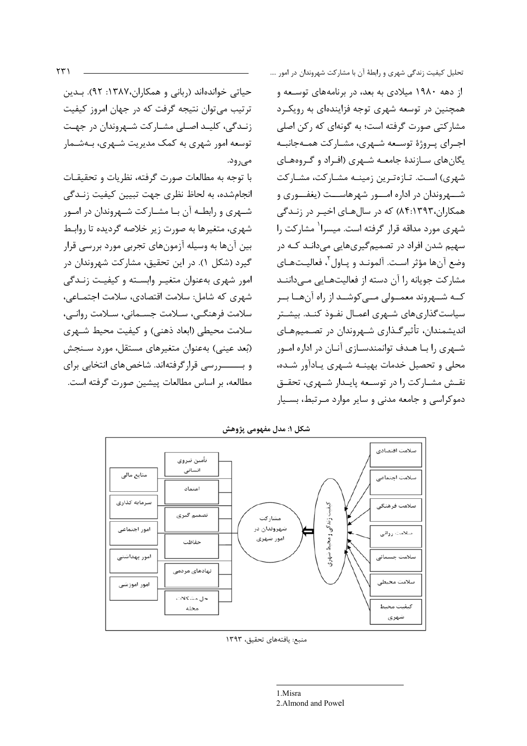از دهه ۱۹۸۰ میلادی به بعد، در برنامه‌های توسعه و همچنین در توسعه شهری توجه فزاینده‌ای به رویکرد مشارکتی صورت گرفته است؛ به گونه‌ای که رکن اصلی اجرای پروژهٔ توسعه شهری، مشارکت همه‌جانبه یگان‌های سازندهٔ جامعه شهری (افراد و گروه‌های شهری) است. تازه‌ترین زمینه مشارکت، مشارکت شهروندان در اداره امور شهرهاست (یغفوری و همکاران،۱۳۹۳: ۸۴) که در سال‌های اخیر در زندگی شهری مورد مداقه قرار گرفته است. میسرا[1] مشارکت را سهیم شدن افراد در تصمیم‌گیری‌هایی می‌دانند که در وضع آن‌ها مؤثر است. آلموند و پاول[2]، فعالیت‌های مشارکت جویانه را آن دسته از فعالیت‌هایی می‌دانند که شهروند معمولی می‌کوشد از راه آن‌ها بر سیاست‌گذاری‌های شهری اعمال نفوذ کند. بیشتر اندیشمندان، تأثیرگذاری شهروندان در تصمیم‌های شهری را با هدف توانمندسازی آنان در اداره امور محلی و تحصیل خدمات بهینه شهری یادآور شده، نقش مشارکت را در توسعه پایدار شهری، تحقق دموکراسی و جامعه مدنی و سایر موارد مرتبط، بسیار حیاتی خوانده‌اند (ربانی و همکاران،۱۳۸۷: ۹۲). بدین ترتیب می‌توان نتیجه گرفت که در جهان امروز کیفیت زندگی، کلید اصلی مشارکت شهروندان در جهت توسعه امور شهری به کمک مدیریت شهری، به‌شمار می‌رود.

با توجه به مطالعات صورت گرفته، نظریات و تحقیقات انجام‌شده، به لحاظ نظری جهت تبیین کیفیت زندگی شهری و رابطه آن با مشارکت شهروندان در امور شهری، متغیرها به صورت زیر خلاصه گردیده تا روابط بین آن‌ها به وسیله آزمون‌های تجربی مورد بررسی قرار گیرد (شکل ۱). در این تحقیق، مشارکت شهروندان در امور شهری به‌عنوان متغیر وابسته و کیفیت زندگی شهری که شامل: سلامت اقتصادی، سلامت اجتماعی، سلامت فرهنگی، سلامت جسمانی، سلامت روانی، سلامت محیطی (ابعاد ذهنی) و کیفیت محیط شهری (بُعد عینی) به‌عنوان متغیرهای مستقل، مورد سنجش و بررسی قرارگرفته‌اند. شاخص‌های انتخابی برای مطالعه، بر اساس مطالعات پیشین صورت گرفته است.

**شکل ۱: مدل مفهومی پژوهش**

منبع: یافته‌های تحقیق، ۱۳۹۳

---

1. Misra
2. Almond and Powel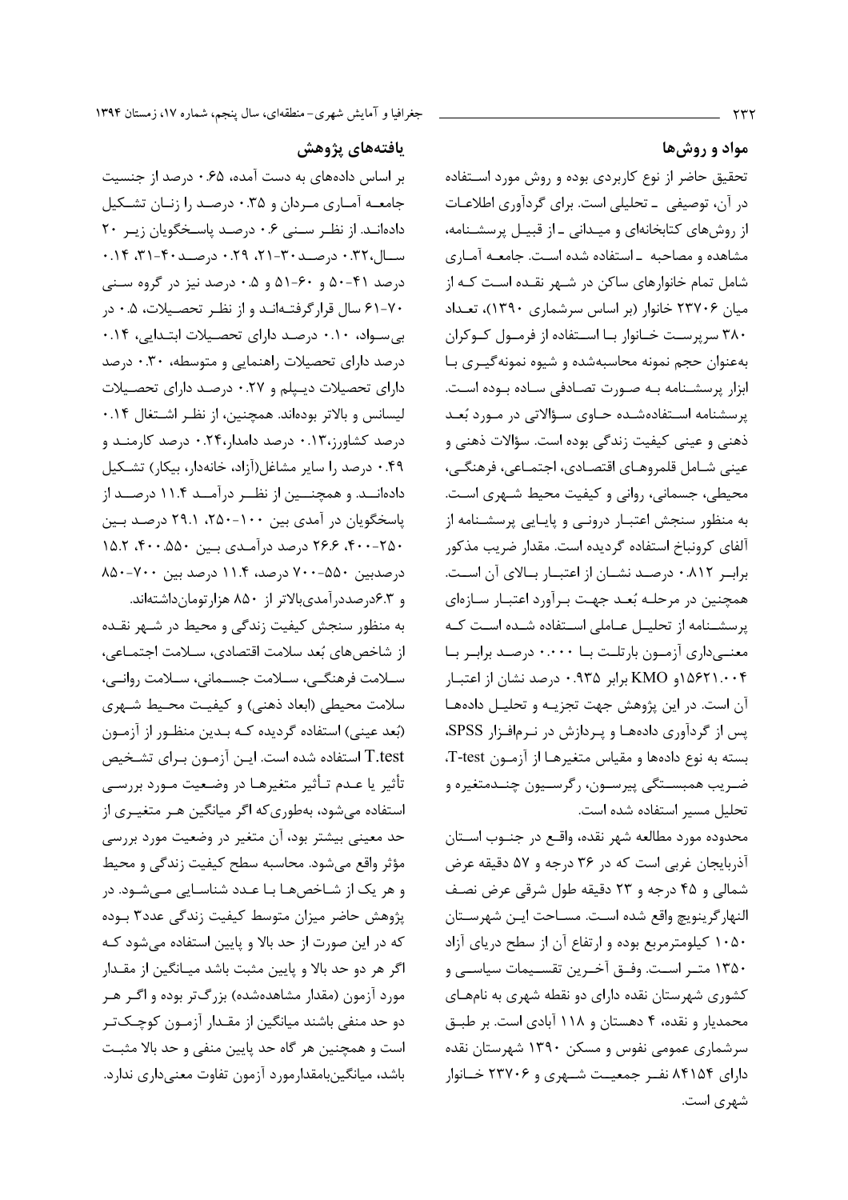## مواد و روش‌ها

تحقیق حاضر از نوع کاربردی بوده و روش مورد استفاده در آن، توصیفی ـ تحلیلی است. برای گردآوری اطلاعات از روش‌های کتابخانه‌ای و میدانی ـ از قبیل پرسشنامه، مشاهده و مصاحبه ـ استفاده شده است. جامعه آماری شامل تمام خانوارهای ساکن در شهر نقده است که از میان ۲۳۷۰۶ خانوار (بر اساس سرشماری ۱۳۹۰)، تعداد ۳۸۰ سرپرست خانوار با استفاده از فرمول کوکران به‌عنوان حجم نمونه محاسبه‌شده و شیوه نمونه‌گیری با ابزار پرسشنامه به صورت تصادفی ساده بوده است. پرسشنامه استفاده‌شده حاوی سؤالاتی در مورد بُعد ذهنی و عینی کیفیت زندگی بوده است. سؤالات ذهنی و عینی شامل قلمروهای اقتصادی، اجتماعی، فرهنگی، محیطی، جسمانی، روانی و کیفیت محیط شهری است. به منظور سنجش اعتبار درونی و پایایی پرسشنامه از آلفای کرونباخ استفاده گردیده است. مقدار ضریب مذکور برابر ۰.۸۱۲ درصد نشان از اعتبار بالای آن است. همچنین در مرحله بُعد جهت برآورد اعتبار سازه‌ای پرسشنامه از تحلیل عاملی استفاده شده است که معنی‌داری آزمون بارتلت با ۰.۰۰۰ درصد برابر با ۱۵۶۲۱.۰۰۴و KMO برابر ۰.۹۳۵ درصد نشان از اعتبار آن است. در این پژوهش جهت تجزیه و تحلیل داده‌ها پس از گردآوری داده‌ها و پردازش در نرم‌افزار SPSS، بسته به نوع داده‌ها و مقیاس متغیرها از آزمون T-test، ضریب همبستگی پیرسون، رگرسیون چندمتغیره و تحلیل مسیر استفاده شده است.

محدوده مورد مطالعه شهر نقده، واقع در جنوب استان آذربایجان غربی است که در ۳۶ درجه و ۵۷ دقیقه عرض شمالی و ۴۵ درجه و ۲۳ دقیقه طول شرقی عرض نصف النهار گرینویچ واقع شده است. مساحت این شهرستان ۱۰۵۰ کیلومترمربع بوده و ارتفاع آن از سطح دریای آزاد ۱۳۵۰ متر است. وفق آخرین تقسیمات سیاسی و کشوری شهرستان نقده دارای دو نقطه شهری به نام‌های محمدیار و نقده، ۴ دهستان و ۱۱۸ آبادی است. بر طبق سرشماری عمومی نفوس و مسکن ۱۳۹۰ شهرستان نقده دارای ۸۴۱۵۴ نفر جمعیت شهری و ۲۳۷۰۶ خانوار شهری است.

## یافته‌های پژوهش

بر اساس داده‌های به دست آمده، ۰.۶۵ درصد از جنسیت جامعه آماری مردان و ۰.۳۵ درصد را زنان تشکیل داده‌اند. از نظر سنی ۰.۶ درصد پاسخگویان زیر ۲۰ سال،۰.۳۲ درصد۳۰-۲۱، ۰.۲۹ درصد۴۰-۳۱، ۰.۱۴ درصد ۵۰-۴۱ و ۶۰-۵۱ و ۰.۵ درصد نیز در گروه سنی ۷۰-۶۱ سال قرارگرفته‌اند و از نظر تحصیلات، ۰.۵ در بی‌سواد، ۰.۱۰ درصد دارای تحصیلات ابتدایی، ۰.۱۴ درصد دارای تحصیلات راهنمایی و متوسطه، ۰.۳۰ درصد دارای تحصیلات دیپلم و ۰.۲۷ درصد دارای تحصیلات لیسانس و بالاتر بوده‌اند. همچنین، از نظر اشتغال ۰.۱۴ درصد کشاورز،۰.۱۳ درصد دامدار،۰.۲۴ درصد کارمند و ۰.۴۹ درصد را سایر مشاغل(آزاد، خانه‌دار، بیکار) تشکیل داده‌اند. و همچنین از نظر درآمد ۱۱.۴ درصد از پاسخگویان در آمدی بین ۱۰۰-۲۵۰، ۲۹.۱ درصد بین ۲۵۰-۴۰۰، ۲۶.۶ درصد درآمدی بین ۴۰۰-۵۵۰، ۱۵.۲ درصدبین ۵۵۰-۷۰۰ درصد، ۱۱.۴ درصد بین ۷۰۰-۸۵۰ و ۶.۳درصددرآمدی‌بالاتر از ۸۵۰ هزارتومان‌داشته‌اند.

به منظور سنجش کیفیت زندگی و محیط در شهر نقده از شاخص‌های بُعد سلامت اقتصادی، سلامت اجتماعی، سلامت فرهنگی، سلامت جسمانی، سلامت روانی، سلامت محیطی (ابعاد ذهنی) و کیفیت محیط شهری (بُعد عینی) استفاده گردیده که بدین منظور از آزمون T.test استفاده شده است. این آزمون برای تشخیص تأثیر یا عدم تأثیر متغیرها در وضعیت مورد بررسی استفاده می‌شود، به‌طوری‌که اگر میانگین هر متغیری از حد معینی بیشتر بود، آن متغیر در وضعیت مورد بررسی مؤثر واقع می‌شود. محاسبه سطح کیفیت زندگی و محیط و هر یک از شاخص‌ها با عدد شناسایی می‌شود. در پژوهش حاضر میزان متوسط کیفیت زندگی عدد۳ بوده که در این صورت از حد بالا و پایین استفاده می‌شود که اگر هر دو حد بالا و پایین مثبت باشد میانگین از مقدار مورد آزمون (مقدار مشاهده‌شده) بزرگ‌تر بوده و اگر هر دو حد منفی باشند میانگین از مقدار آزمون کوچک‌تر است و همچنین هر گاه حد پایین منفی و حد بالا مثبت باشد، میانگین‌بامقدارمورد آزمون تفاوت معنی‌داری ندارد.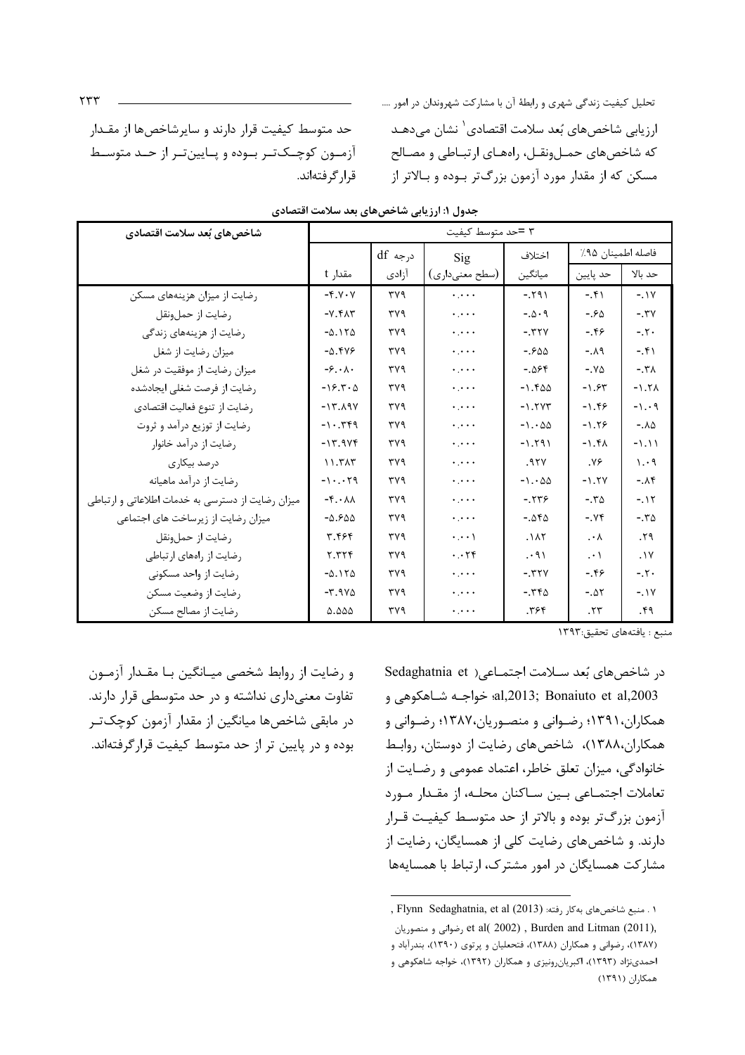ارزیابی شاخص‌های بُعد سلامت اقتصادی[1] نشان می‌دهد که شاخص‌های حمل‌ونقل، راه‌های ارتباطی و مصالح مسکن که از مقدار مورد آزمون بزرگ‌تر بوده و بالاتر از حد متوسط کیفیت قرار دارند و سایرشاخص‌ها از مقدار آزمون کوچک‌تر بوده و پایین‌تر از حد متوسط قرارگرفته‌اند.

**جدول ۱: ارزیابی شاخص‌های بعد سلامت اقتصادی**

| شاخص‌های بُعد سلامت اقتصادی | ۳ =حد متوسط کیفیت | | | | | |
|---|---|---|---|---|---|---|
| | مقدار t | درجه df آزادی | Sig (سطح معنی‌داری) | اختلاف میانگین | فاصله اطمینان ۹۵٪ حد پایین | حد بالا |
| رضایت از میزان هزینه‌های مسکن | ۴.۷۰۷- | ۳۷۹ | ۰.۰۰۰ | ۰.۲۹۱- | ۰.۴۱- | ۰.۱۷- |
| رضایت از حمل‌ونقل | ۷.۴۸۳- | ۳۷۹ | ۰.۰۰۰ | ۰.۵۰۹- | ۰.۶۵- | ۰.۳۷- |
| رضایت از هزینه‌های زندگی | ۵.۱۲۵- | ۳۷۹ | ۰.۰۰۰ | ۰.۳۲۷- | ۰.۴۶- | ۰.۲۰- |
| میزان رضایت از شغل | ۵.۴۷۶- | ۳۷۹ | ۰.۰۰۰ | ۰.۶۵۵- | ۰.۸۹- | ۰.۴۱- |
| میزان رضایت از موفقیت در شغل | ۶.۰۸۰- | ۳۷۹ | ۰.۰۰۰ | ۰.۵۶۴- | ۰.۷۵- | ۰.۳۸- |
| رضایت از فرصت شغلی ایجادشده | ۱۶.۳۰۵- | ۳۷۹ | ۰.۰۰۰ | ۱.۴۵۵- | ۱.۶۳- | ۱.۲۸- |
| رضایت از تنوع فعالیت اقتصادی | ۱۳.۸۹۷- | ۳۷۹ | ۰.۰۰۰ | ۱.۲۷۳- | ۱.۴۶- | ۱.۰۹- |
| رضایت از توزیع درآمد و ثروت | ۱۰.۳۴۹- | ۳۷۹ | ۰.۰۰۰ | ۱.۰۵۵- | ۱.۲۶- | ۰.۸۵- |
| رضایت از درآمد خانوار | ۱۳.۹۷۴- | ۳۷۹ | ۰.۰۰۰ | ۱.۲۹۱- | ۱.۴۸- | ۱.۱۱- |
| درصد بیکاری | ۱۱.۳۸۳ | ۳۷۹ | ۰.۰۰۰ | ۰.۹۲۷ | ۰.۷۶ | ۱.۰۹ |
| رضایت از درآمد ماهیانه | ۱۰.۰۲۹- | ۳۷۹ | ۰.۰۰۰ | ۱.۰۵۵- | ۱.۲۷- | ۰.۸۴- |
| میزان رضایت از دسترسی به خدمات اطلاعاتی و ارتباطی | ۴.۰۸۸- | ۳۷۹ | ۰.۰۰۰ | ۰.۲۳۶- | ۰.۳۵- | ۰.۱۲- |
| میزان رضایت از زیرساخت های اجتماعی | ۵.۶۵۵- | ۳۷۹ | ۰.۰۰۰ | ۰.۵۴۵- | ۰.۷۴- | ۰.۳۵- |
| رضایت از حمل‌ونقل | ۳.۴۶۴ | ۳۷۹ | ۰.۰۰۱ | ۰.۱۸۲ | ۰.۰۸ | ۰.۲۹ |
| رضایت از راه‌های ارتباطی | ۲.۳۲۴ | ۳۷۹ | ۰.۰۲۴ | ۰.۰۹۱ | ۰.۰۱ | ۰.۱۷ |
| رضایت از واحد مسکونی | ۵.۱۲۵- | ۳۷۹ | ۰.۰۰۰ | ۰.۳۲۷- | ۰.۴۶- | ۰.۲۰- |
| رضایت از وضعیت مسکن | ۳.۹۷۵- | ۳۷۹ | ۰.۰۰۰ | ۰.۳۴۵- | ۰.۵۲- | ۰.۱۷- |
| رضایت از مصالح مسکن | ۵.۵۵۵ | ۳۷۹ | ۰.۰۰۰ | ۰.۳۶۴ | ۰.۲۳ | ۰.۴۹ |

منبع : یافته‌های تحقیق:۱۳۹۳

در شاخص‌های بُعد سلامت اجتماعی( Sedaghatnia et al,2013; Bonaiuto et al,2003؛ خواجه شاهکوهی و همکاران،۱۳۹۱؛ رضوانی و منصوریان،۱۳۸۷؛ رضوانی و همکاران،۱۳۸۸)، شاخص‌های رضایت از دوستان، روابط خانوادگی، میزان تعلق خاطر، اعتماد عمومی و رضایت از تعاملات اجتماعی بین ساکنان محله، از مقدار مورد آزمون بزرگ‌تر بوده و بالاتر از حد متوسط کیفیت قرار دارند. و شاخص‌های رضایت کلی از همسایگان، رضایت از مشارکت همسایگان در امور مشترک، ارتباط با همسایه‌ها و رضایت از روابط شخصی میانگین با مقدار آزمون تفاوت معنی‌داری نداشته و در حد متوسطی قرار دارند. در مابقی شاخص‌ها میانگین از مقدار آزمون کوچک‌تر بوده و در پایین تر از حد متوسط کیفیت قرارگرفته‌اند.

---

[1] . منبع شاخص‌های به‌کار رفته: Flynn Sedaghatnia, et al (2013) , et al( 2002) , Burden and Litman (2011), رضوانی و منصوریان (۱۳۸۷)، رضوانی و همکاران (۱۳۸۸)، فتحعلیان و پرتوی (۱۳۹۰)، بندرآباد و احمدی‌نژاد (۱۳۹۳)، اکبریان‌رونیزی و همکاران (۱۳۹۲)، خواجه شاهکوهی و همکاران (۱۳۹۱)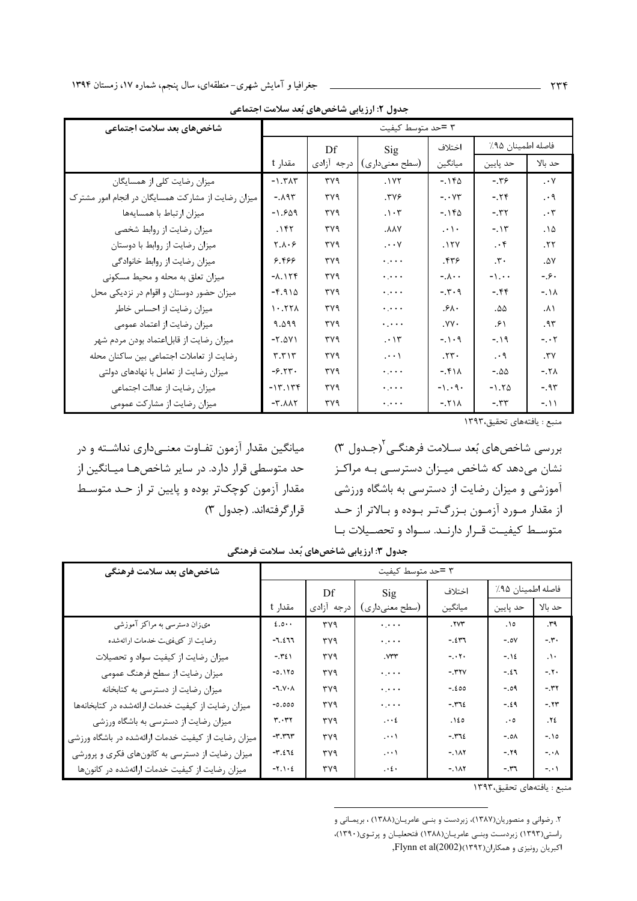**جدول ۲: ارزیابی شاخص‌های بُعد سلامت اجتماعی**

| شاخص‌های بعد سلامت اجتماعی | ۳ =حد متوسط کیفیت | | | | | |
|---|---|---|---|---|---|---|
| | مقدار t | Df درجه آزادی | Sig (سطح معنی‌داری) | اختلاف میانگین | فاصله اطمینان ۹۵٪ حد پایین | حد بالا |
| میزان رضایت کلی از همسایگان | -۱.۳۸۳ | ۳۷۹ | .۱۷۲ | -.۱۴۵ | -.۳۶ | .۰۷ |
| میزان رضایت از مشارکت همسایگان در انجام امور مشترک | -.۸۹۳ | ۳۷۹ | .۳۷۶ | -.۰۷۳ | -.۲۴ | .۰۹ |
| میزان ارتباط با همسایه‌ها | -۱.۶۵۹ | ۳۷۹ | .۱۰۳ | -.۱۴۵ | -.۳۲ | .۰۳ |
| میزان رضایت از روابط شخصی | .۱۴۲ | ۳۷۹ | .۸۸۷ | .۰۱۰ | -.۱۳ | .۱۵ |
| میزان رضایت از روابط با دوستان | ۲.۸۰۶ | ۳۷۹ | .۰۰۷ | .۱۲۷ | .۰۴ | .۲۲ |
| میزان رضایت از روابط خانوادگی | ۶.۴۶۶ | ۳۷۹ | .۰۰۰ | .۴۳۶ | .۳۰ | .۵۷ |
| میزان تعلق به محله و محیط مسکونی | -۸.۱۲۴ | ۳۷۹ | .۰۰۰ | -.۸۰۰ | -۱.۰۰ | -.۶۰ |
| میزان حضور دوستان و اقوام در نزدیکی محل | -۴.۹۱۵ | ۳۷۹ | .۰۰۰ | -.۳۰۹ | -.۴۴ | -.۱۸ |
| میزان رضایت از احساس خاطر | ۱۰.۲۲۸ | ۳۷۹ | .۰۰۰ | .۶۸۰ | .۵۵ | .۸۱ |
| میزان رضایت از اعتماد عمومی | ۹.۵۹۹ | ۳۷۹ | .۰۰۰ | .۷۷۰ | .۶۱ | .۹۳ |
| میزان رضایت از قابل‌اعتماد بودن مردم شهر | -۲.۵۷۱ | ۳۷۹ | .۰۱۳ | -.۱۰۹ | -.۱۹ | -.۰۲ |
| رضایت از تعاملات اجتماعی بین ساکنان محله | ۳.۳۱۳ | ۳۷۹ | .۰۰۱ | .۲۳۰ | .۰۹ | .۳۷ |
| میزان رضایت از تعامل با نهادهای دولتی | -۶.۲۳۰ | ۳۷۹ | .۰۰۰ | -.۴۱۸ | -.۵۵ | -.۲۸ |
| میزان رضایت از عدالت اجتماعی | -۱۳.۱۳۴ | ۳۷۹ | .۰۰۰ | -۱.۰۹۰ | -۱.۲۵ | -.۹۳ |
| میزان رضایت از مشارکت عمومی | -۳.۸۸۲ | ۳۷۹ | .۰۰۰ | -.۲۱۸ | -.۳۳ | -.۱۱ |

منبع : یافته‌های تحقیق،۱۳۹۳

بررسی شاخص‌های بُعد سلامت فرهنگی[۲](جدول ۳) نشان می‌دهد که شاخص میزان دسترسی به مراکز آموزشی و میزان رضایت از دسترسی به باشگاه ورزشی از مقدار مورد آزمون بزرگ‌تر بوده و بالاتر از حد متوسط کیفیت قرار دارند. سواد و تحصیلات با میانگین مقدار آزمون تفاوت معنی‌داری نداشته و در حد متوسطی قرار دارد. در سایر شاخص‌ها میانگین از مقدار آزمون کوچک‌تر بوده و پایین تر از حد متوسط قرارگرفته‌اند. (جدول ۳)

**جدول ۳: ارزیابی شاخص‌های بُعد سلامت فرهنگی**

| شاخص‌های بعد سلامت فرهنگی | ۳ =حد متوسط کیفیت | | | | | |
|---|---|---|---|---|---|---|
| | مقدار t | Df درجه آزادی | Sig (سطح معنی‌داری) | اختلاف میانگین | فاصله اطمینان ۹۵٪ حد پایین | حد بالا |
| میزان دسترسی به مراکز آموزشی | ۴.۵۰۰ | ۳۷۹ | .۰۰۰ | .۲۷۳ | .۱۵ | .۳۹ |
| رضایت از کیفیت خدمات ارائه‌شده | -۶.۴۶۶ | ۳۷۹ | .۰۰۰ | -.۴۳۶ | -.۵۷ | -.۳۰ |
| میزان رضایت از کیفیت سواد و تحصیلات | -.۳۴۱ | ۳۷۹ | .۷۳۳ | -.۰۲۰ | -.۱۴ | .۱۰ |
| میزان رضایت از سطح فرهنگ عمومی | -۵.۱۲۵ | ۳۷۹ | .۰۰۰ | -.۳۲۷ | -.۴۶ | -.۲۰ |
| میزان رضایت از دسترسی به کتابخانه | -۶.۷۰۸ | ۳۷۹ | .۰۰۰ | -.۴۵۵ | -.۵۹ | -.۳۲ |
| میزان رضایت از کیفیت خدمات ارائه‌شده در کتابخانه‌ها | -۵.۵۵۵ | ۳۷۹ | .۰۰۰ | -.۳۶۴ | -.۴۹ | -.۲۳ |
| میزان رضایت از دسترسی به باشگاه ورزشی | ۳.۰۳۲ | ۳۷۹ | .۰۰۴ | .۱۴۵ | .۰۵ | .۲۴ |
| میزان رضایت از کیفیت خدمات ارائه‌شده در باشگاه ورزشی | -۳.۳۶۳ | ۳۷۹ | .۰۰۱ | -.۳۶۴ | -.۵۸ | -.۱۵ |
| میزان رضایت از دسترسی به کانون‌های فکری و پرورشی | -۳.۴۶۴ | ۳۷۹ | .۰۰۱ | -.۱۸۲ | -.۲۹ | -.۰۸ |
| میزان رضایت از کیفیت خدمات ارائه‌شده در کانون‌ها | -۲.۱۰۴ | ۳۷۹ | .۰۴۰ | -.۱۸۲ | -.۳۶ | -.۰۱ |

منبع : یافته‌های تحقیق،۱۳۹۳

---

۲. رضوانی و منصوریان(۱۳۸۷)، زبردست و بنی عامریان(۱۳۸۸) ، بریمانی و راستی(۱۳۹۳) زبردست وبنی عامریان(۱۳۸۸) فتحعلیان و پرتوی(۱۳۹۰)، اکبریان رونیزی و همکاران(۱۳۹۲)(Flynn et al(2002,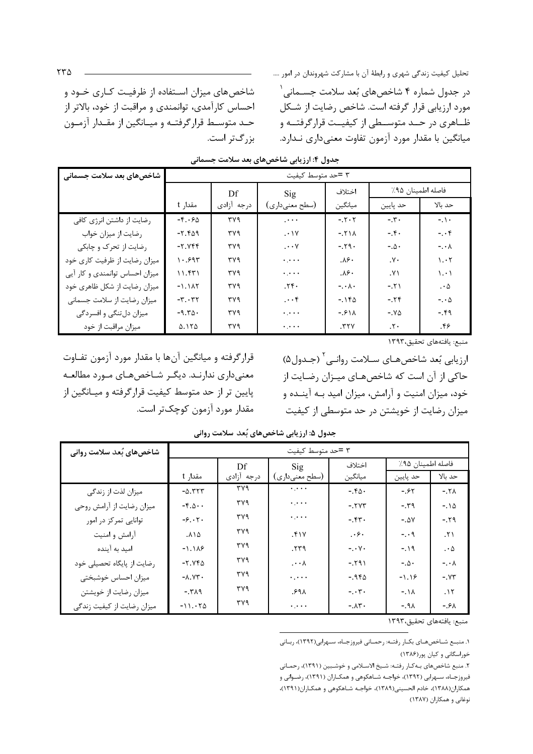در جدول شماره ۴ شاخص‌های بُعد سلامت جسمانی[1] مورد ارزیابی قرار گرفته است. شاخص رضایت از شکل ظاهری در حد متوسطی از کیفیت قرارگرفته و میانگین با مقدار مورد آزمون تفاوت معنی‌داری ندارد. شاخص‌های میزان استفاده از ظرفیت کاری خود و احساس کارآمدی، توانمندی و مراقبت از خود، بالاتر از حد متوسط قرارگرفته و میانگین از مقدار آزمون بزرگ‌تر است.

**جدول ۴: ارزیابی شاخص‌های بعد سلامت جسمانی**

| شاخص‌های بعد سلامت جسمانی | ۳ =حد متوسط کیفیت | | | | | |
|---|---|---|---|---|---|---|
| | مقدار t | Df درجه آزادی | Sig (سطح معنی‌داری) | اختلاف میانگین | فاصله اطمینان ۹۵٪ حد پایین | حد بالا |
| رضایت از داشتن انرژی کافی | -۴.۰۶۵ | ۳۷۹ | .۰۰۰ | -.۲۰۲ | -.۳۰ | -.۱۰ |
| رضایت از میزان خواب | -۲.۴۵۹ | ۳۷۹ | .۰۱۷ | -.۲۱۸ | -.۴۰ | -.۰۴ |
| رضایت از تحرک و چابکی | -۲.۷۴۴ | ۳۷۹ | .۰۰۷ | -.۲۹۰ | -.۵۰ | -.۰۸ |
| میزان رضایت از ظرفیت کاری خود | ۱۰.۶۹۳ | ۳۷۹ | .۰۰۰۰ | .۸۶۰ | .۷۰ | ۱.۰۲ |
| میزان احساس توانمندی و کار آیی | ۱۱.۴۳۱ | ۳۷۹ | .۰۰۰۰ | .۸۶۰ | .۷۱ | ۱.۰۱ |
| میزان رضایت از شکل ظاهری خود | -۱.۱۸۲ | ۳۷۹ | .۲۴۰ | -.۰۸۰ | -.۲۱ | .۰۵ |
| میزان رضایت از سلامت جسمانی | -۳.۰۳۲ | ۳۷۹ | .۰۰۴ | -.۱۴۵ | -.۲۴ | -.۰۵ |
| میزان دل‌تنگی و افسردگی | -۹.۳۵۰ | ۳۷۹ | .۰۰۰۰ | -.۶۱۸ | -.۷۵ | -.۴۹ |
| میزان مراقبت از خود | ۵.۱۲۵ | ۳۷۹ | .۰۰۰۰ | .۳۲۷ | .۲۰ | .۴۶ |

منبع: یافته‌های تحقیق،۱۳۹۳

ارزیابی بُعد شاخص‌های سلامت روانی[2] (جدول۵) حاکی از آن است که شاخص‌های میزان رضایت از خود، میزان امنیت و آرامش، میزان امید به آینده و میزان رضایت از خویشتن در حد متوسطی از کیفیت قرارگرفته و میانگین آن‌ها با مقدار مورد آزمون تفاوت معنی‌داری ندارند. دیگر شاخص‌های مورد مطالعه پایین تر از حد متوسط کیفیت قرارگرفته و میانگین از مقدار مورد آزمون کوچک‌تر است.

**جدول ۵: ارزیابی شاخص‌های بُعد سلامت روانی**

| شاخص‌های بُعد سلامت روانی | ۳ =حد متوسط کیفیت | | | | | |
|---|---|---|---|---|---|---|
| | مقدار t | Df درجه آزادی | Sig (سطح معنی‌داری) | اختلاف میانگین | فاصله اطمینان ۹۵٪ حد پایین | حد بالا |
| میزان لذت از زندگی | -۵.۳۲۳ | ۳۷۹ | .۰۰۰۰ | -.۴۵۰ | -.۶۲ | -.۲۸ |
| میزان رضایت از آرامش روحی | -۴.۵۰۰ | ۳۷۹ | .۰۰۰۰ | -.۲۷۳ | -.۳۹ | -.۱۵ |
| توانایی تمرکز در امور | -۶.۰۲۰ | ۳۷۹ | .۰۰۰۰ | -.۴۳۰ | -.۵۷ | -.۲۹ |
| آرامش و امنیت | .۸۱۵ | ۳۷۹ | .۴۱۷ | .۰۶۰ | -.۰۹ | .۲۱ |
| امید به آینده | -۱.۱۸۶ | ۳۷۹ | .۲۳۹ | -.۰۷۰ | -.۱۹ | .۰۵ |
| رضایت از پایگاه تحصیلی خود | -۲.۷۴۵ | ۳۷۹ | .۰۰۸ | -.۲۹۱ | -.۵۰ | -.۰۸ |
| میزان احساس خوشبختی | -۸.۷۳۰ | ۳۷۹ | .۰۰۰۰ | -.۹۴۵ | -۱.۱۶ | -.۷۳ |
| میزان رضایت از خویشتن | -.۳۸۹ | ۳۷۹ | .۶۹۸ | -.۰۳۰ | -.۱۸ | .۱۲ |
| میزان رضایت از کیفیت زندگی | -۱۱.۰۲۵ | ۳۷۹ | .۰۰۰۰ | -.۸۳۰ | -.۹۸ | -.۶۸ |

منبع: یافته‌های تحقیق،۱۳۹۳

---

۱. منبع شاخص‌های بکار رفته: رحمانی فیروزجاه، سهرابی(۱۳۹۲)، ربانی خوراسگانی و کیان پور(۱۳۸۶)

۲. منبع شاخص‌های به‌کار رفته: شیخ‌الاسلامی و خوشبین (۱۳۹۱)، رحمانی فیروزجاه، سهرابی (۱۳۹۲)، خواجه شاهکوهی و همکاران (۱۳۹۱)، رضوانی و همکاران(۱۳۸۸)، خادم الحسینی(۱۳۸۹)، خواجه شاهکوهی و همکاران(۱۳۹۱)، نوغانی و همکاران (۱۳۸۷)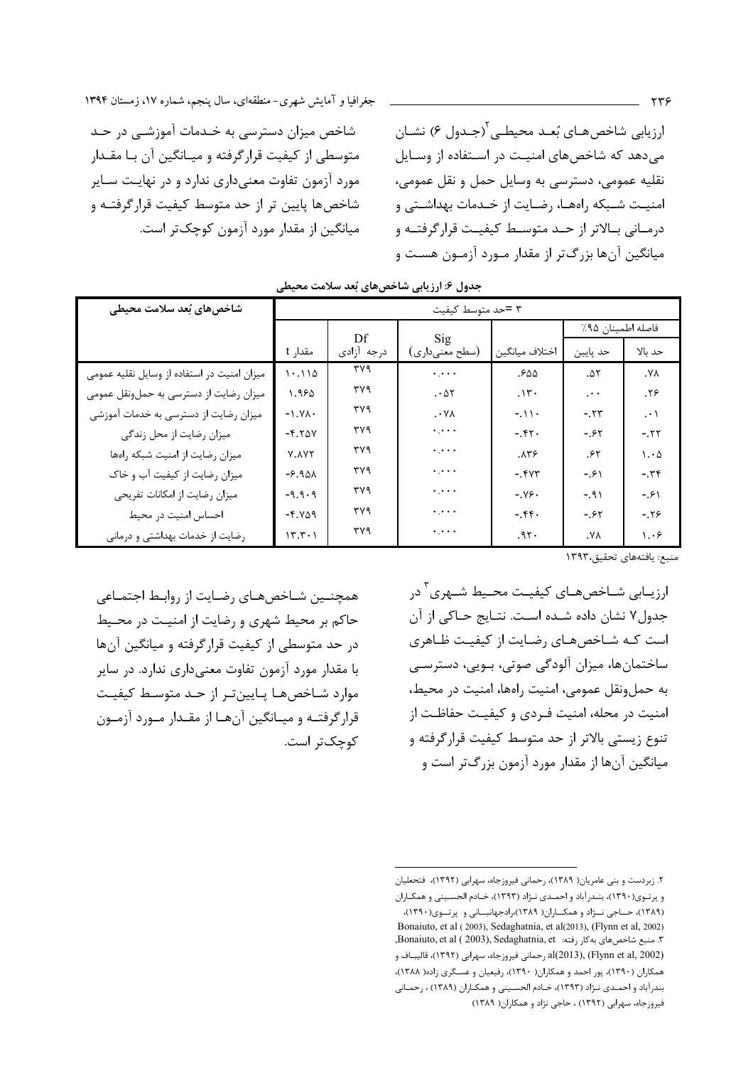ارزیابی شاخص‌های بُعد محیطی[2](جدول ۶) نشان می‌دهد که شاخص‌های امنیت در استفاده از وسایل نقلیه عمومی، دسترسی به وسایل حمل و نقل عمومی، امنیت شبکه راه‌ها، رضایت از خدمات بهداشتی و درمانی بالاتر از حد متوسط کیفیت قرارگرفته و میانگین آن‌ها بزرگ‌تر از مقدار مورد آزمون هست و شاخص میزان دسترسی به خدمات آموزشی در حد متوسطی از کیفیت قرارگرفته و میانگین آن با مقدار مورد آزمون تفاوت معنی‌داری ندارد و در نهایت سایر شاخص‌ها پایین تر از حد متوسط کیفیت قرارگرفته و میانگین از مقدار مورد آزمون کوچک‌تر است.

**جدول ۶: ارزیابی شاخص‌های بُعد سلامت محیطی**

| شاخص‌های بُعد سلامت محیطی | ۳ =حد متوسط کیفیت | | | | | |
|---|---|---|---|---|---|---|
| | | | | | فاصله اطمینان ۹۵٪ | |
| | مقدار t | Df درجه آزادی | Sig (سطح معنی‌داری) | اختلاف میانگین | حد پایین | حد بالا |
| میزان امنیت در استفاده از وسایل نقلیه عمومی | ۱۰.۱۱۵ | ۳۷۹ | ۰.۰۰۰ | .۶۵۵ | .۵۲ | .۷۸ |
| میزان رضایت از دسترسی به حمل‌ونقل عمومی | ۱.۹۶۵ | ۳۷۹ | .۰۵۲ | .۱۳۰ | .۰۰ | .۲۶ |
| میزان رضایت از دسترسی به خدمات آموزشی | -۱.۷۸۰ | ۳۷۹ | .۰۷۸ | -.۱۱۰ | -.۲۳ | .۰۱ |
| میزان رضایت از محل زندگی | -۴.۲۵۷ | ۳۷۹ | ۰.۰۰۰ | -.۴۲۰ | -.۶۲ | -.۲۲ |
| میزان رضایت از امنیت شبکه راه‌ها | ۷.۸۷۲ | ۳۷۹ | ۰.۰۰۰ | .۸۳۶ | .۶۲ | ۱.۰۵ |
| میزان رضایت از کیفیت آب و خاک | -۶.۹۵۸ | ۳۷۹ | ۰.۰۰۰ | -.۴۷۳ | -.۶۱ | -.۳۴ |
| میزان رضایت از امکانات تفریحی | -۹.۹۰۹ | ۳۷۹ | ۰.۰۰۰ | -.۷۶۰ | -.۹۱ | -.۶۱ |
| احساس امنیت در محیط | -۴.۷۵۹ | ۳۷۹ | ۰.۰۰۰ | -.۴۴۰ | -.۶۲ | -.۲۶ |
| رضایت از خدمات بهداشتی و درمانی | ۱۳.۳۰۱ | ۳۷۹ | ۰.۰۰۰ | .۹۲۰ | .۷۸ | ۱.۰۶ |

منبع: یافته‌های تحقیق،۱۳۹۳

ارزیابی شاخص‌های کیفیت محیط شهری[3] در جدول۷ نشان داده شده است. نتایج حاکی از آن است که شاخص‌های رضایت از کیفیت ظاهری ساختمان‌ها، میزان آلودگی صوتی، بویی، دسترسی به حمل‌ونقل عمومی، امنیت راه‌ها، امنیت در محیط، امنیت در محله، امنیت فردی و کیفیت حفاظت از تنوع زیستی بالاتر از حد متوسط کیفیت قرارگرفته و میانگین آن‌ها از مقدار مورد آزمون بزرگ‌تر است و همچنین شاخص‌های رضایت از روابط اجتماعی حاکم بر محیط شهری و رضایت از امنیت در محیط در حد متوسطی از کیفیت قرارگرفته و میانگین آن‌ها با مقدار مورد آزمون تفاوت معنی‌داری ندارد. در سایر موارد شاخص‌ها پایین‌تر از حد متوسط کیفیت قرارگرفته و میانگین آن‌ها از مقدار مورد آزمون کوچک‌تر است.

---

۲. زبردست و بنی عامریان( ۱۳۸۹)، رحمانی فیروزجاه، سهرابی (۱۳۹۲)، فتحعلیان و پرتوی(۱۳۹۰)، بندرآباد و احمدی نژاد (۱۳۹۳)، خادم الحسینی و همکاران (۱۳۸۹)، حاجی نژاد و همکاران( ۱۳۸۹)،رادجهانبانی و پرتوی(۱۳۹۰)، Bonaiuto, et al ( 2003), Sedaghatnia, et al(2013), (Flynn et al, 2002)

۳. منبع شاخص‌های به‌کار رفته: Bonaiuto, et al ( 2003), Sedaghatnia, et al(2013), (Flynn et al, 2002) رحمانی فیروزجاه، سهرابی (۱۳۹۲)، قالیباف و همکاران (۱۳۹۰)، پور احمد و همکاران( ۱۳۹۰)، رفیعیان و عسگری زاده( ۱۳۸۸)، بندرآباد و احمدی نژاد (۱۳۹۳)، خادم الحسینی و همکاران (۱۳۸۹) ، رحمانی فیروزجاه، سهرابی (۱۳۹۲) ، حاجی نژاد و همکاران( ۱۳۸۹)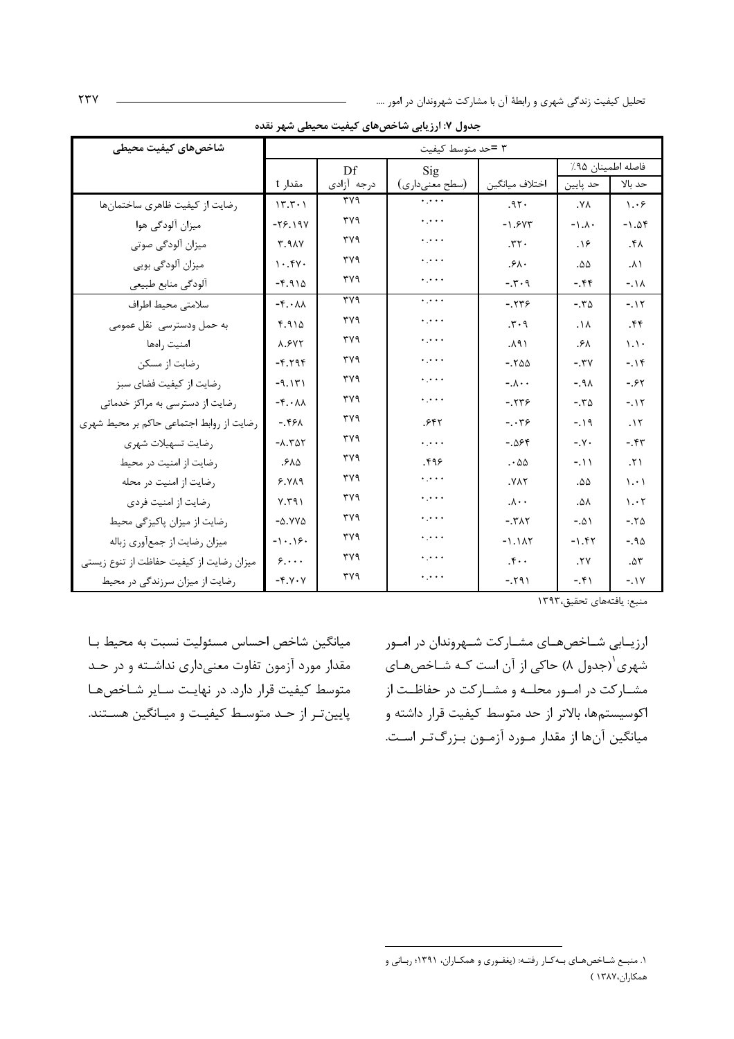**جدول ۷: ارزیابی شاخص‌های کیفیت محیطی شهر نقده**

| شاخص‌های کیفیت محیطی | ۳ =حد متوسط کیفیت | | | | | |
|---|---|---|---|---|---|---|
| | | Df | Sig | | فاصله اطمینان ۹۵٪ | |
| | مقدار t | درجه آزادی | (سطح معنی‌داری) | اختلاف میانگین | حد پایین | حد بالا |
| رضایت از کیفیت ظاهری ساختمان‌ها | ۱۳.۳۰۱ | ۳۷۹ | ۰.۰۰۰ | .۹۲۰ | .۷۸ | ۱.۰۶ |
| میزان آلودگی هوا | -۲۶.۱۹۷ | ۳۷۹ | ۰.۰۰۰ | -۱.۶۷۳ | -۱.۸۰ | -۱.۵۴ |
| میزان آلودگی صوتی | ۳.۹۸۷ | ۳۷۹ | ۰.۰۰۰ | .۳۲۰ | .۱۶ | .۴۸ |
| میزان آلودگی بویی | ۱۰.۴۷۰ | ۳۷۹ | ۰.۰۰۰ | .۶۸۰ | .۵۵ | .۸۱ |
| آلودگی منابع طبیعی | -۴.۹۱۵ | ۳۷۹ | ۰.۰۰۰ | -.۳۰۹ | -.۴۴ | -.۱۸ |
| سلامتی محیط اطراف | -۴.۰۸۸ | ۳۷۹ | ۰.۰۰۰ | -.۲۳۶ | -.۳۵ | -.۱۲ |
| به حمل ودسترسی نقل عمومی | ۴.۹۱۵ | ۳۷۹ | ۰.۰۰۰ | .۳۰۹ | .۱۸ | .۴۴ |
| امنیت راه‌ها | ۸.۶۷۲ | ۳۷۹ | ۰.۰۰۰ | .۸۹۱ | .۶۸ | ۱.۱۰ |
| رضایت از مسکن | -۴.۲۹۴ | ۳۷۹ | ۰.۰۰۰ | -.۲۵۵ | -.۳۷ | -.۱۴ |
| رضایت از کیفیت فضای سبز | -۹.۱۳۱ | ۳۷۹ | ۰.۰۰۰ | -.۸۰۰ | -.۹۸ | -.۶۲ |
| رضایت از دسترسی به مراکز خدماتی | -۴.۰۸۸ | ۳۷۹ | ۰.۰۰۰ | -.۲۳۶ | -.۳۵ | -.۱۲ |
| رضایت از روابط اجتماعی حاکم بر محیط شهری | -.۴۶۸ | ۳۷۹ | .۶۴۲ | -.۰۳۶ | -.۱۹ | .۱۲ |
| رضایت تسهیلات شهری | -۸.۳۵۲ | ۳۷۹ | ۰.۰۰۰ | -.۵۶۴ | -.۷۰ | -.۴۳ |
| رضایت از امنیت در محیط | .۶۸۵ | ۳۷۹ | .۴۹۶ | .۰۵۵ | -.۱۱ | .۲۱ |
| رضایت از امنیت در محله | ۶.۷۸۹ | ۳۷۹ | ۰.۰۰۰ | .۷۸۲ | .۵۵ | ۱.۰۱ |
| رضایت از امنیت فردی | ۷.۳۹۱ | ۳۷۹ | ۰.۰۰۰ | .۸۰۰ | .۵۸ | ۱.۰۲ |
| رضایت از میزان پاکیزگی محیط | -۵.۷۷۵ | ۳۷۹ | ۰.۰۰۰ | -.۳۸۲ | -.۵۱ | -.۲۵ |
| میزان رضایت از جمع‌آوری زباله | -۱۰.۱۶۰ | ۳۷۹ | ۰.۰۰۰ | -۱.۱۸۲ | -۱.۴۲ | -.۹۵ |
| میزان رضایت از کیفیت حفاظت از تنوع زیستی | ۶.۰۰۰ | ۳۷۹ | ۰.۰۰۰ | .۴۰۰ | .۲۷ | .۵۳ |
| رضایت از میزان سرزندگی در محیط | -۴.۷۰۷ | ۳۷۹ | ۰.۰۰۰ | -.۲۹۱ | -.۴۱ | -.۱۷ |

منبع: یافته‌های تحقیق،۱۳۹۳

ارزیابی شاخص‌های مشارکت شهروندان در امور شهری[1](جدول ۸) حاکی از آن است که شاخص‌های مشارکت در امور محله و مشارکت در حفاظت از اکوسیستم‌ها، بالاتر از حد متوسط کیفیت قرار داشته و میانگین آن‌ها از مقدار مورد آزمون بزرگ‌تر است. میانگین شاخص احساس مسئولیت نسبت به محیط با مقدار مورد آزمون تفاوت معنی‌داری نداشته و در حد متوسط کیفیت قرار دارد. در نهایت سایر شاخص‌ها پایین‌تر از حد متوسط کیفیت و میانگین هستند.

---

۱. منبع شاخص‌های به‌کار رفته: (یغفوری و همکاران، ۱۳۹۱؛ ربانی و همکاران،۱۳۸۷ )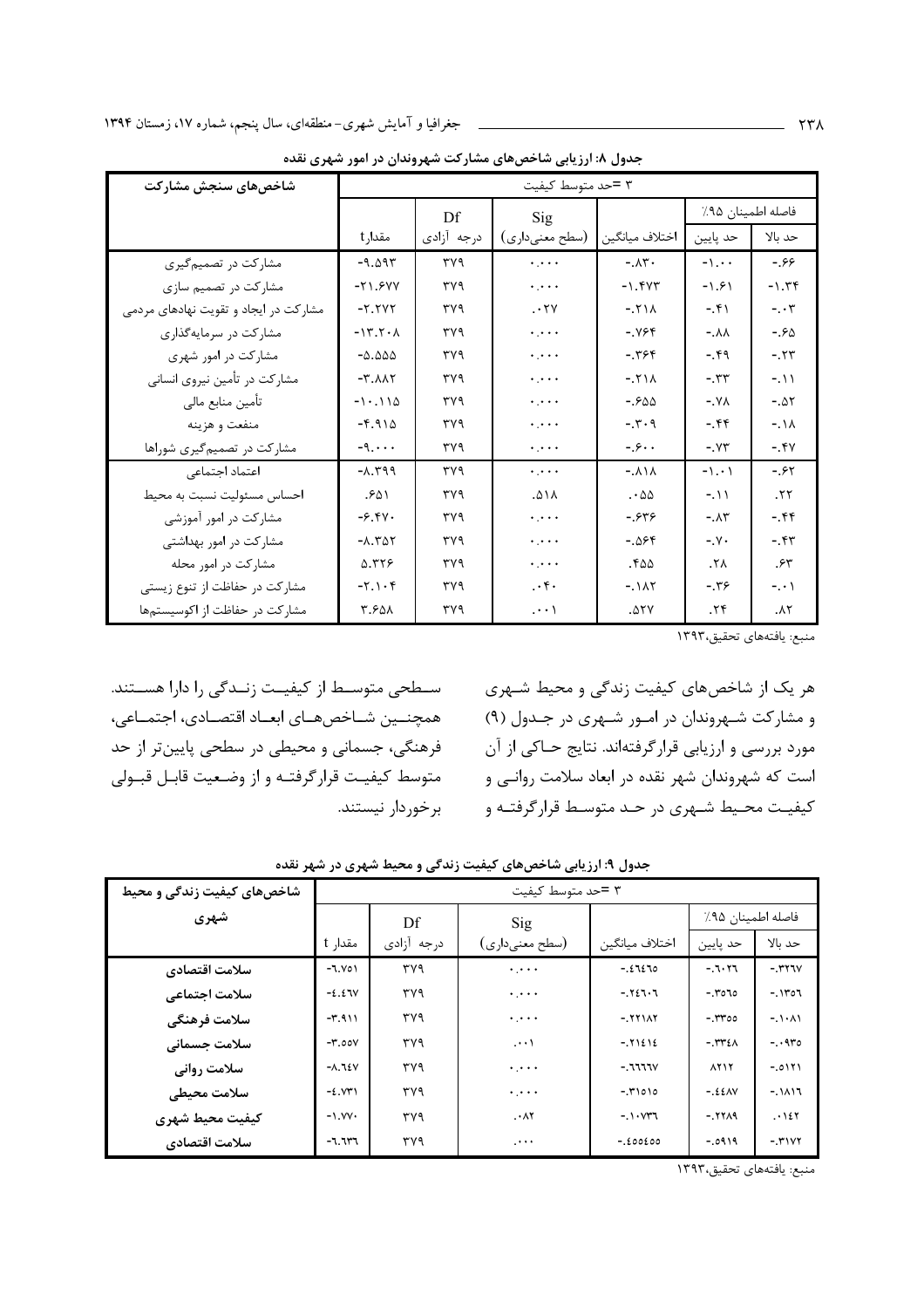**جدول ۸: ارزیابی شاخص‌های مشارکت شهروندان در امور شهری نقده**

| شاخص‌های سنجش مشارکت | ۳ =حد متوسط کیفیت | | | | | |
|---|---|---|---|---|---|---|
| | مقدار t | Df درجه آزادی | Sig (سطح معنی‌داری) | اختلاف میانگین | فاصله اطمینان ۹۵٪ حد پایین | حد بالا |
| مشارکت در تصمیم‌گیری | ۹.۵۹۳- | ۳۷۹ | ۰.۰۰۰ | ۰.۸۳۰- | ۱.۰۰- | ۰.۶۶- |
| مشارکت در تصمیم سازی | ۲۱.۶۷۷- | ۳۷۹ | ۰.۰۰۰ | ۱.۴۷۳- | ۱.۶۱- | ۱.۳۴- |
| مشارکت در ایجاد و تقویت نهادهای مردمی | ۲.۲۷۲- | ۳۷۹ | ۰.۰۲۷ | ۰.۲۱۸- | ۰.۴۱- | ۰.۰۳- |
| مشارکت در سرمایه‌گذاری | ۱۳.۲۰۸- | ۳۷۹ | ۰.۰۰۰ | ۰.۷۶۴- | ۰.۸۸- | ۰.۶۵- |
| مشارکت در امور شهری | ۵.۵۵۵- | ۳۷۹ | ۰.۰۰۰ | ۰.۳۶۴- | ۰.۴۹- | ۰.۲۳- |
| مشارکت در تأمین نیروی انسانی | ۳.۸۸۲- | ۳۷۹ | ۰.۰۰۰ | ۰.۲۱۸- | ۰.۳۳- | ۰.۱۱- |
| تأمین منابع مالی | ۱۰.۱۱۵- | ۳۷۹ | ۰.۰۰۰ | ۰.۶۵۵- | ۰.۷۸- | ۰.۵۲- |
| منفعت و هزینه | ۴.۹۱۵- | ۳۷۹ | ۰.۰۰۰ | ۰.۳۰۹- | ۰.۴۴- | ۰.۱۸- |
| مشارکت در تصمیم‌گیری شوراها | ۹.۰۰۰- | ۳۷۹ | ۰.۰۰۰ | ۰.۶۰۰- | ۰.۷۳- | ۰.۴۷- |
| اعتماد اجتماعی | ۸.۳۹۹- | ۳۷۹ | ۰.۰۰۰ | ۰.۸۱۸- | ۱.۰۱- | ۰.۶۲- |
| احساس مسئولیت نسبت به محیط | ۰.۶۵۱ | ۳۷۹ | ۰.۵۱۸ | ۰.۰۵۵ | ۰.۱۱- | ۰.۲۲ |
| مشارکت در امور آموزشی | ۶.۴۷۰- | ۳۷۹ | ۰.۰۰۰ | ۰.۶۳۶- | ۰.۸۳- | ۰.۴۴- |
| مشارکت در امور بهداشتی | ۸.۳۵۲- | ۳۷۹ | ۰.۰۰۰ | ۰.۵۶۴- | ۰.۷۰- | ۰.۴۳- |
| مشارکت در امور محله | ۵.۳۲۶ | ۳۷۹ | ۰.۰۰۰ | ۰.۴۵۵ | ۰.۲۸ | ۰.۶۳ |
| مشارکت در حفاظت از تنوع زیستی | ۲.۱۰۴- | ۳۷۹ | ۰.۰۴۰ | ۰.۱۸۲- | ۰.۳۶- | ۰.۰۱- |
| مشارکت در حفاظت از اکوسیستم‌ها | ۳.۶۵۸ | ۳۷۹ | ۰.۰۰۱ | ۰.۵۲۷ | ۰.۲۴ | ۰.۸۲ |

منبع: یافته‌های تحقیق،۱۳۹۳

هر یک از شاخص‌های کیفیت زندگی و محیط شهری و مشارکت شهروندان در امور شهری در جدول (۹) مورد بررسی و ارزیابی قرارگرفته‌اند. نتایج حاکی از آن است که شهروندان شهر نقده در ابعاد سلامت روانی و کیفیت محیط شهری در حد متوسط قرارگرفته و سطحی متوسط از کیفیت زندگی را دارا هستند. همچنین شاخص‌های ابعاد اقتصادی، اجتماعی، فرهنگی، جسمانی و محیطی در سطحی پایین‌تر از حد متوسط کیفیت قرارگرفته و از وضعیت قابل قبولی برخوردار نیستند.

**جدول ۹: ارزیابی شاخص‌های کیفیت زندگی و محیط شهری در شهر نقده**

| شاخص‌های کیفیت زندگی و محیط شهری | ۳ =حد متوسط کیفیت | | | | | |
|---|---|---|---|---|---|---|
| | مقدار t | Df درجه آزادی | Sig (سطح معنی‌داری) | اختلاف میانگین | فاصله اطمینان ۹۵٪ حد پایین | حد بالا |
| **سلامت اقتصادی** | ۶.۷۵۱- | ۳۷۹ | ۰.۰۰۰ | ۰.۴۶۴۶۵- | ۰.۶۰۲۶- | ۰.۳۲۶۷- |
| **سلامت اجتماعی** | ۴.۴۶۷- | ۳۷۹ | ۰.۰۰۰ | ۰.۲۴۶۰۶- | ۰.۳۵۶۵- | ۰.۱۳۵۶- |
| **سلامت فرهنگی** | ۳.۹۱۱- | ۳۷۹ | ۰.۰۰۰ | ۰.۲۲۱۸۲- | ۰.۳۳۵۵- | ۰.۱۰۸۱- |
| **سلامت جسمانی** | ۳.۵۵۷- | ۳۷۹ | ۰.۰۰۱ | ۰.۲۱۴۱۴- | ۰.۳۳۴۸- | ۰.۰۹۳۵- |
| **سلامت روانی** | ۸.۶۴۷- | ۳۷۹ | ۰.۰۰۰ | ۰.۶۶۶۶۷- | ۸۲۱۲ | ۰.۵۱۲۱- |
| **سلامت محیطی** | ۴.۷۳۱- | ۳۷۹ | ۰.۰۰۰ | ۰.۳۱۵۱۵- | ۰.۴۴۸۷- | ۰.۱۸۱۶- |
| **کیفیت محیط شهری** | ۱.۷۷۰- | ۳۷۹ | ۰.۰۸۲ | ۰.۱۰۷۳۶- | ۰.۲۲۸۹- | ۰.۰۱۴۲ |
| **سلامت اقتصادی** | ۶.۶۳۶- | ۳۷۹ | ۰.۰۰۰ | ۰.۴۵۵۴۵- | ۰.۵۹۱۹- | ۰.۳۱۷۲- |

منبع: یافته‌های تحقیق،۱۳۹۳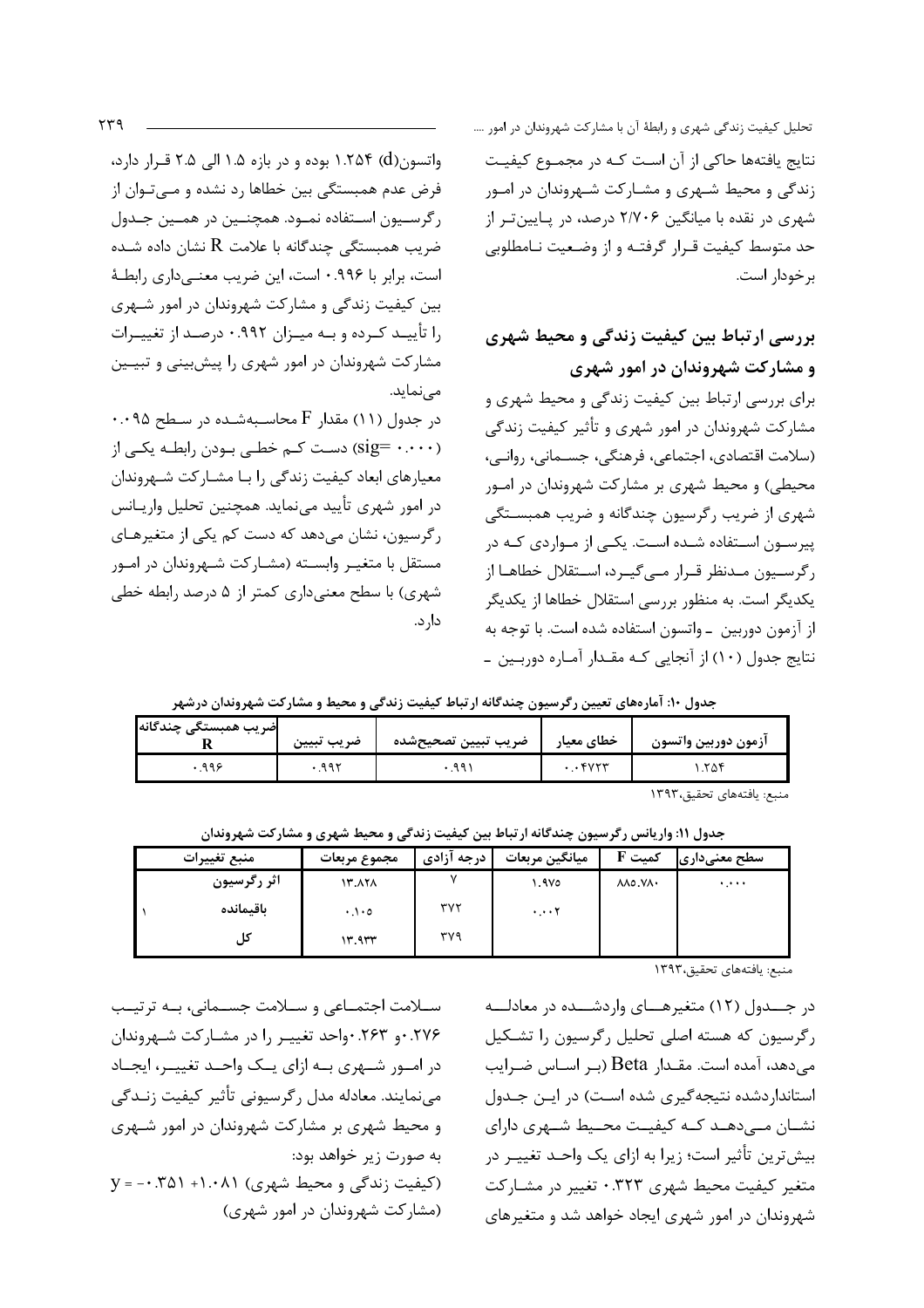نتایج یافته‌ها حاکی از آن است که در مجموع کیفیت زندگی و محیط شهری و مشارکت شهروندان در امور شهری در نقده با میانگین ۲/۷۰۶ درصد، در پایین‌تر از حد متوسط کیفیت قرار گرفته و از وضعیت نامطلوبی برخوردار است.

## بررسی ارتباط بین کیفیت زندگی و محیط شهری و مشارکت شهروندان در امور شهری

برای بررسی ارتباط بین کیفیت زندگی و محیط شهری و مشارکت شهروندان در امور شهری و تأثیر کیفیت زندگی (سلامت اقتصادی، اجتماعی، فرهنگی، جسمانی، روانی، محیطی) و محیط شهری بر مشارکت شهروندان در امور شهری از ضریب رگرسیون چندگانه و ضریب همبستگی پیرسون استفاده شده است. یکی از مواردی که در رگرسیون مدنظر قرار می‌گیرد، استقلال خطاها از یکدیگر است. به منظور بررسی استقلال خطاها از یکدیگر از آزمون دوربین ـ واتسون استفاده شده است. با توجه به نتایج جدول (۱۰) از آنجایی که مقدار آماره دوربین ـ واتسون(d) ۱.۲۵۴ بوده و در بازه ۱.۵ الی ۲.۵ قرار دارد، فرض عدم همبستگی بین خطاها رد نشده و می‌توان از رگرسیون استفاده نمود. همچنین در همین جدول ضریب همبستگی چندگانه با علامت R نشان داده شده است، برابر با ۰.۹۹۶ است، این ضریب معنی‌داری رابطهٔ بین کیفیت زندگی و مشارکت شهروندان در امور شهری را تأیید کرده و به میزان ۰.۹۹۲ درصد از تغییرات مشارکت شهروندان در امور شهری را پیش‌بینی و تبیین می‌نماید.

در جدول (۱۱) مقدار F محاسبه‌شده در سطح ۰.۰۹۵ (sig= ۰.۰۰۰) دست کم خطی بودن رابطه یکی از معیارهای ابعاد کیفیت زندگی را با مشارکت شهروندان در امور شهری تأیید می‌نماید. همچنین تحلیل واریانس رگرسیون، نشان می‌دهد که دست کم یکی از متغیرهای مستقل با متغیر وابسته (مشارکت شهروندان در امور شهری) با سطح معنی‌داری کمتر از ۵ درصد رابطه خطی دارد.

**جدول ۱۰: آماره‌های تعیین رگرسیون چندگانه ارتباط کیفیت زندگی و محیط و مشارکت شهروندان درشهر**

| ضریب همبستگی چندگانه R | ضریب تبیین | ضریب تبیین تصحیح‌شده | خطای معیار | آزمون دوربین واتسون |
|---|---|---|---|---|
| ۰.۹۹۶ | ۰.۹۹۲ | ۰.۹۹۱ | ۰.۰۴۷۲۳ | ۱.۲۵۴ |

منبع: یافته‌های تحقیق،۱۳۹۳

**جدول ۱۱: واریانس رگرسیون چندگانه ارتباط بین کیفیت زندگی و محیط شهری و مشارکت شهروندان**

| | منبع تغییرات | مجموع مربعات | درجه آزادی | میانگین مربعات | کمیت F | سطح معنی‌داری |
|---|---|---|---|---|---|---|
| | اثر رگرسیون | ۱۳.۸۲۸ | ۷ | ۱.۹۷۵ | ۸۸۵.۷۸۰ | ۰.۰۰۰ |
| ۱ | باقیمانده | ۰.۱۰۵ | ۳۷۲ | ۰.۰۰۲ | | |
| | کل | ۱۳.۹۳۳ | ۳۷۹ | | | |

منبع: یافته‌های تحقیق،۱۳۹۳

در جدول (۱۲) متغیرهای واردشده در معادله رگرسیون که هسته اصلی تحلیل رگرسیون را تشکیل می‌دهد، آمده است. مقدار Beta (بر اساس ضرایب استانداردشده نتیجه‌گیری شده است) در این جدول نشان می‌دهد که کیفیت محیط شهری دارای بیش‌ترین تأثیر است؛ زیرا به ازای یک واحد تغییر در متغیر کیفیت محیط شهری ۰.۳۲۳ تغییر در مشارکت شهروندان در امور شهری ایجاد خواهد شد و متغیرهای سلامت اجتماعی و سلامت جسمانی، به ترتیب ۰.۲۷۶و ۰.۲۶۳واحد تغییر را در مشارکت شهروندان در امور شهری به ازای یک واحد تغییر، ایجاد می‌نمایند. معادله مدل رگرسیونی تأثیر کیفیت زندگی و محیط شهری بر مشارکت شهروندان در امور شهری به صورت زیر خواهد بود:

y = -۰.۳۵۱ +۱.۰۸۱ (کیفیت زندگی و محیط شهری) (مشارکت شهروندان در امور شهری)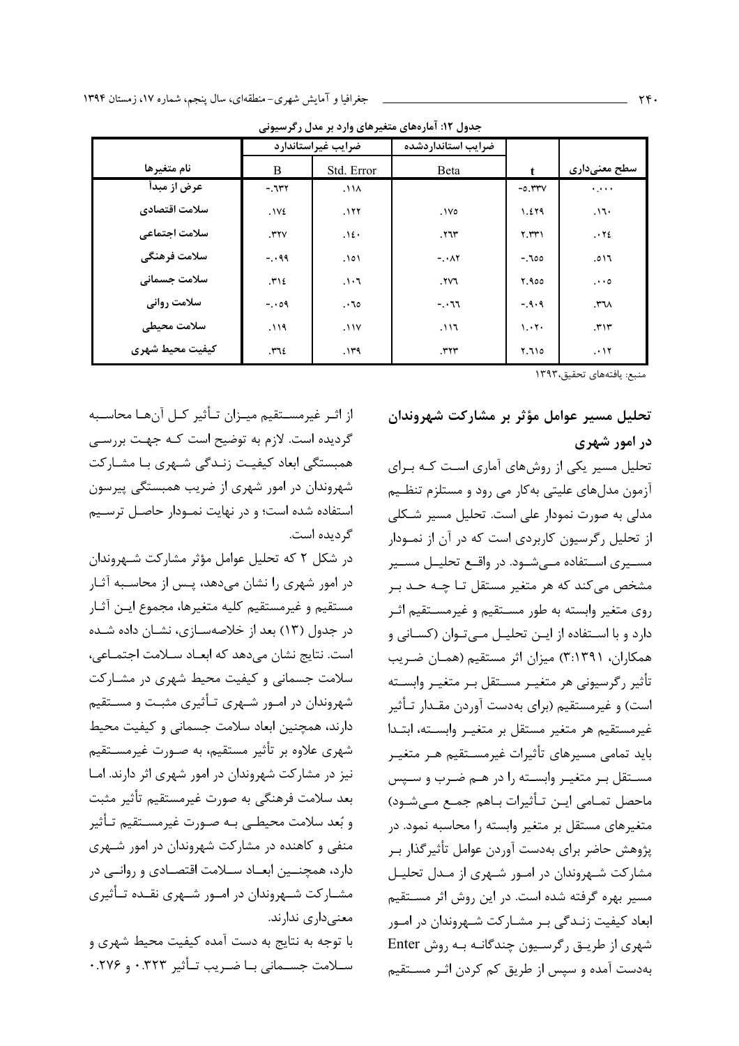جدول ۱۲: آماره‌های متغیرهای وارد بر مدل رگرسیونی

| نام متغیرها | ضرایب غیراستاندارد | | ضرایب استانداردشده | | |
|---|---|---|---|---|---|
| | B | Std. Error | Beta | t | سطح معنی‌داری |
| عرض از مبدأ | -.۶۳۲ | .۱۱۸ | | -۵.۳۳۷ | .۰۰۰ |
| سلامت اقتصادی | .۱۷۴ | .۱۲۲ | .۱۷۵ | ۱.۴۲۹ | .۱۶۰ |
| سلامت اجتماعی | .۳۲۷ | .۱۴۰ | .۲۶۳ | ۲.۳۳۱ | .۰۲۴ |
| سلامت فرهنگی | -.۰۹۹ | .۱۵۱ | -.۰۸۲ | -.۶۵۵ | .۵۱۶ |
| سلامت جسمانی | .۳۱۴ | .۱۰۶ | .۲۷۶ | ۲.۹۵۵ | .۰۰۵ |
| سلامت روانی | -.۰۵۹ | .۰۶۵ | -.۰۶۶ | -.۹۰۹ | .۳۶۸ |
| سلامت محیطی | .۱۱۹ | .۱۱۷ | .۱۱۶ | ۱.۰۲۰ | .۳۱۳ |
| کیفیت محیط شهری | .۳۶۴ | .۱۳۹ | .۳۲۳ | ۲.۶۱۵ | .۰۱۲ |

منبع: یافته‌های تحقیق،۱۳۹۳

## تحلیل مسیر عوامل مؤثر بر مشارکت شهروندان در امور شهری

تحلیل مسیر یکی از روش‌های آماری است که برای آزمون مدل‌های علیتی به‌کار می رود و مستلزم تنظیم مدلی به صورت نمودار علی است. تحلیل مسیر شکلی از تحلیل رگرسیون کاربردی است که در آن از نمودار مسیری استفاده می‌شود. در واقع تحلیل مسیر مشخص می‌کند که هر متغیر مستقل تا چه حد بر روی متغیر وابسته به طور مستقیم و غیرمستقیم اثر دارد و با استفاده از این تحلیل می‌توان (کسانی و همکاران، ۱۳۹۱: ۳) میزان اثر مستقیم (همان ضریب تأثیر رگرسیونی هر متغیر مستقل بر متغیر وابسته است) و غیرمستقیم (برای به‌دست آوردن مقدار تأثیر غیرمستقیم هر متغیر مستقل بر متغیر وابسته، ابتدا باید تمامی مسیرهای تأثیرات غیرمستقیم هر متغیر مستقل بر متغیر وابسته را در هم ضرب و سپس ماحصل تمامی این تأثیرات باهم جمع می‌شود) متغیرهای مستقل بر متغیر وابسته را محاسبه نمود. در پژوهش حاضر برای به‌دست آوردن عوامل تأثیرگذار بر مشارکت شهروندان در امور شهری از مدل تحلیل مسیر بهره گرفته شده است. در این روش اثر مستقیم ابعاد کیفیت زندگی بر مشارکت شهروندان در امور شهری از طریق رگرسیون چندگانه به روش Enter به‌دست آمده و سپس از طریق کم کردن اثر مستقیم از اثر غیرمستقیم میزان تأثیر کل آن‌ها محاسبه گردیده است. لازم به توضیح است که جهت بررسی همبستگی ابعاد کیفیت زندگی شهری با مشارکت شهروندان در امور شهری از ضریب همبستگی پیرسون استفاده شده است؛ و در نهایت نمودار حاصل ترسیم گردیده است.

در شکل ۲ که تحلیل عوامل مؤثر مشارکت شهروندان در امور شهری را نشان می‌دهد، پس از محاسبه آثار مستقیم و غیرمستقیم کلیه متغیرها، مجموع این آثار در جدول (۱۳) بعد از خلاصه‌سازی، نشان داده شده است. نتایج نشان می‌دهد که ابعاد سلامت اجتماعی، سلامت جسمانی و کیفیت محیط شهری در مشارکت شهروندان در امور شهری تأثیری مثبت و مستقیم دارند، همچنین ابعاد سلامت جسمانی و کیفیت محیط شهری علاوه بر تأثیر مستقیم، به صورت غیرمستقیم نیز در مشارکت شهروندان در امور شهری اثر دارند. اما بعد سلامت فرهنگی به صورت غیرمستقیم تأثیر مثبت و بُعد سلامت محیطی به صورت غیرمستقیم تأثیر منفی و کاهنده در مشارکت شهروندان در امور شهری دارد، همچنین ابعاد سلامت اقتصادی و روانی در مشارکت شهروندان در امور شهری نقده تأثیری معنی‌داری ندارند.

با توجه به نتایج به دست آمده کیفیت محیط شهری و سلامت جسمانی با ضریب تأثیر ۰.۳۲۳ و ۰.۲۷۶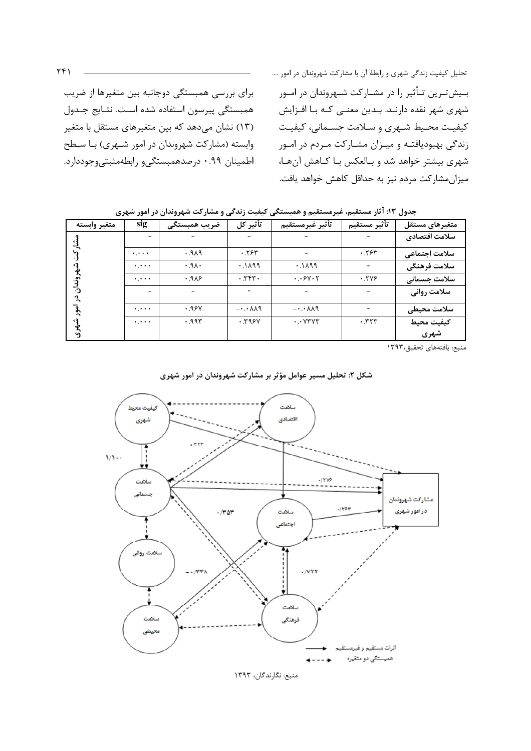بیش‌ترین تأثیر را در مشارکت شهروندان در امور شهری شهر نقده دارند. بدین معنی که با افزایش کیفیت محیط شهری و سلامت جسمانی، کیفیت زندگی بهبودیافته و میزان مشارکت مردم در امور شهری بیشتر خواهد شد و بالعکس با کاهش آن‌ها، میزان‌مشارکت مردم نیز به حداقل کاهش خواهد یافت.

برای بررسی همبستگی دوجانبه بین متغیرها از ضریب همبستگی پیرسون استفاده شده است. نتایج جدول (۱۳) نشان می‌دهد که بین متغیرهای مستقل با متغیر وابسته (مشارکت شهروندان در امور شهری) با سطح اطمینان ۰.۹۹ درصدهمبستگی‌و رابطه‌مثبتی‌وجوددارد.

**جدول ۱۳: آثار مستقیم، غیرمستقیم و همبستگی کیفیت زندگی و مشارکت شهروندان در امور شهری**

| متغیرهای مستقل | تأثیر مستقیم | تأثیر غیرمستقیم | تأثیر کل | ضریب همبستگی | sig | متغیر وابسته |
|---|---|---|---|---|---|---|
| سلامت اقتصادی | - | - | - | - | - | مشارکت شهروندان در امور شهری |
| سلامت اجتماعی | ۰.۲۶۳ | - | ۰.۲۶۳ | ۰.۹۸۹ | ۰.۰۰۰ | |
| سلامت فرهنگی | - | ۰.۱۸۹۹ | ۰.۱۸۹۹ | ۰.۹۸۰ | ۰.۰۰۰ | |
| سلامت جسمانی | ۰.۲۷۶ | ۰.۰۶۷۰۲ | ۰.۳۴۳۰ | ۰.۹۸۶ | ۰.۰۰۰ | |
| سلامت روانی | - | - | - | - | - | |
| سلامت محیطی | - | -۰.۰۸۸۹ | -۰.۰۸۸۹ | ۰.۹۶۷ | ۰.۰۰۰ | |
| کیفیت محیط شهری | ۰.۳۲۳ | ۰.۰۷۳۷۳ | ۰.۳۹۶۷ | ۰.۹۹۳ | ۰.۰۰۰ | |

منبع: یافته‌های تحقیق،۱۳۹۳

**شکل ۲: تحلیل مسیر عوامل مؤثر بر مشارکت شهروندان در امور شهری**

منبع: نگارندگان، ۱۳۹۳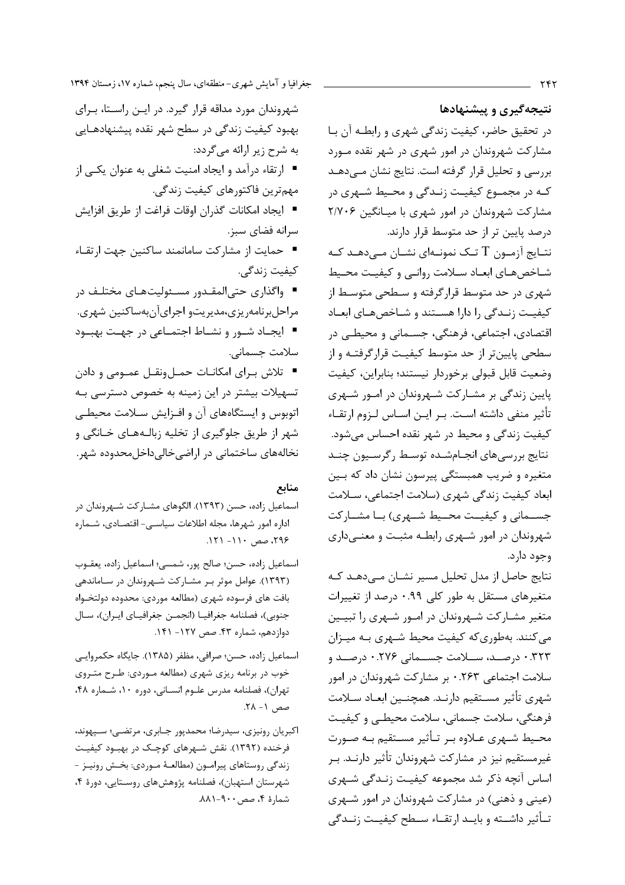## نتیجه‌گیری و پیشنهادها

در تحقیق حاضر، کیفیت زندگی شهری و رابطه آن با مشارکت شهروندان در امور شهری در شهر نقده مورد بررسی و تحلیل قرار گرفته است. نتایج نشان می‌دهد که در مجموع کیفیت زندگی و محیط شهری در مشارکت شهروندان در امور شهری با میانگین ۲/۷۰۶ درصد پایین تر از حد متوسط قرار دارند.

نتایج آزمون T تک نمونه‌ای نشان می‌دهد که شاخص‌های ابعاد سلامت روانی و کیفیت محیط شهری در حد متوسط قرارگرفته و سطحی متوسط از کیفیت زندگی را دارا هستند و شاخص‌های ابعاد اقتصادی، اجتماعی، فرهنگی، جسمانی و محیطی در سطحی پایین‌تر از حد متوسط کیفیت قرارگرفته و از وضعیت قابل قبولی برخوردار نیستند؛ بنابراین، کیفیت پایین زندگی بر مشارکت شهروندان در امور شهری تأثیر منفی داشته است. بر این اساس لزوم ارتقاء کیفیت زندگی و محیط در شهر نقده احساس می‌شود.

نتایج بررسی‌های انجام‌شده توسط رگرسیون چند متغیره و ضریب همبستگی پیرسون نشان داد که بین ابعاد کیفیت زندگی شهری (سلامت اجتماعی، سلامت جسمانی و کیفیت محیط شهری) با مشارکت شهروندان در امور شهری رابطه مثبت و معنی‌داری وجود دارد.

نتایج حاصل از مدل تحلیل مسیر نشان می‌دهد که متغیرهای مستقل به طور کلی ۰.۹۹ درصد از تغییرات متغیر مشارکت شهروندان در امور شهری را تبیین می‌کنند. به‌طوری‌که کیفیت محیط شهری به میزان ۰.۳۲۳ درصد، سلامت جسمانی ۰.۲۷۶ درصد و سلامت اجتماعی ۰.۲۶۳ بر مشارکت شهروندان در امور شهری تأثیر مستقیم دارند. همچنین ابعاد سلامت فرهنگی، سلامت جسمانی، سلامت محیطی و کیفیت محیط شهری علاوه بر تأثیر مستقیم به صورت غیرمستقیم نیز در مشارکت شهروندان تأثیر دارند. بر اساس آنچه ذکر شد مجموعه کیفیت زندگی شهری (عینی و ذهنی) در مشارکت شهروندان در امور شهری تأثیر داشته و باید ارتقاء سطح کیفیت زندگی شهروندان مورد مداقه قرار گیرد. در این راستا، برای بهبود کیفیت زندگی در سطح شهر نقده پیشنهادهایی به شرح زیر ارائه می‌گردد:

- ارتقاء درآمد و ایجاد امنیت شغلی به عنوان یکی از مهم‌ترین فاکتورهای کیفیت زندگی.
- ایجاد امکانات گذران اوقات فراغت از طریق افزایش سرانه فضای سبز.
- حمایت از مشارکت سامانمند ساکنین جهت ارتقاء کیفیت زندگی.
- واگذاری حتی‌المقدور مسئولیت‌های مختلف در مراحل‌برنامه‌ریزی،مدیریت‌و اجرای‌آن‌به‌ساکنین شهری.
- ایجاد شور و نشاط اجتماعی در جهت بهبود سلامت جسمانی.
- تلاش برای امکانات حمل‌ونقل عمومی و دادن تسهیلات بیشتر در این زمینه به خصوص دسترسی به اتوبوس و ایستگاه‌های آن و افزایش سلامت محیطی شهر از طریق جلوگیری از تخلیه زباله‌های خانگی و نخاله‌های ساختمانی در اراضی‌خالی‌داخل‌محدوده شهر.

## منابع

اسماعیل زاده، حسن (۱۳۹۳). الگوهای مشارکت شهروندان در اداره امور شهرها، مجله اطلاعات سیاسی- اقتصادی، شماره ۲۹۶، صص ۱۱۰- ۱۲۱.

اسماعیل زاده، حسن؛ صالح پور، شمسی؛ اسماعیل زاده، یعقوب (۱۳۹۳). عوامل موثر بر مشارکت شهروندان در ساماندهی بافت های فرسوده شهری (مطالعه موردی: محدوده دولتخواه جنوبی)، فصلنامه جغرافیا (انجمن جغرافیای ایران)، سال دوازدهم، شماره ۴۳. صص ۱۲۷- ۱۴۱.

اسماعیل زاده، حسن؛ صرافی، مظفر (۱۳۸۵). جایگاه حکمروایی خوب در برنامه ریزی شهری (مطالعه موردی: طرح متروی تهران)، فصلنامه مدرس علوم انسانی، دوره ۱۰، شماره ۴۸، صص ۱- ۲۸.

اکبریان رونیزی، سیدرضا؛ محمدپور جابری، مرتضی؛ سپهوند، فرخنده (۱۳۹۲). نقش شهرهای کوچک در بهبود کیفیت زندگی روستاهای پیرامون (مطالعهٔ موردی: بخش رونیز - شهرستان استهبان)، فصلنامه پژوهش‌های روستایی، دورهٔ ۴، شمارهٔ ۴، صص۹۰۰-۸۸۱.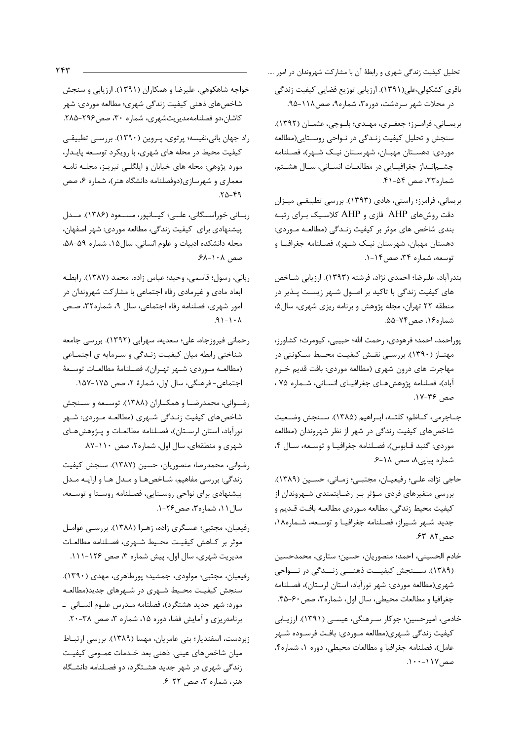باقری کشکولی،علی(۱۳۹۱). ارزیابی توزیع فضایی کیفیت زندگی در محلات شهر سردشت، دوره۳، شماره۹، صص۱۱۸-۹۵.

بریمانی، فرامرز؛ جعفری، مهدی؛ بلوچی، عثمان (۱۳۹۲). سنجش و تحلیل کیفیت زندگی در نواحی روستایی(مطالعه موردی: دهستان مهبان، شهرستان نیک شهر)، فصلنامه چشم‌انداز جغرافیایی در مطالعات انسانی، سال هشتم، شماره۲۳، صص ۵۴-۴۱.

بریمانی، فرامرز؛ راستی، هادی (۱۳۹۳). بررسی تطبیقی میزان دقت روش‌های AHP فازی و AHP کلاسیک برای رتبه بندی شاخص های موثر بر کیفیت زندگی (مطالعه موردی: دهستان مهبان، شهرستان نیک شهر)، فصلنامه جغرافیا و توسعه، شماره ۳۴، صص۱۴-۱.

بندرآباد، علیرضا؛ احمدی نژاد، فرشته (۱۳۹۳). ارزیابی شاخص های کیفیت زندگی با تاکید بر اصول شهر زیست پذیر در منطقه ۲۲ تهران، مجله پژوهش و برنامه ریزی شهری، سال۵، شماره۱۶، صص۷۴-۵۵.

پوراحمد، احمد؛ فرهودی، رحمت الله؛ حبیبی، کیومرث؛ کشاورز، مهناز (۱۳۹۰). بررسی نقش کیفیت محیط سکونتی در مهاجرت های درون شهری (مطالعه موردی: بافت قدیم خرم آباد)، فصلنامه پژوهش‌های جغرافیای انسانی، شماره ۷۵ ، صص ۳۶-۱۷.

جاجرمی، کاظم؛ کلته، ابراهیم (۱۳۸۵). سنجش وضعیت شاخص‌های کیفیت زندگی در شهر از نظر شهروندان (مطالعه موردی: گنبد قابوس)، فصلنامه جغرافیا و توسعه، سال ۴، شماره پیاپی۸، صص ۱۸-۶.

حاجی نژاد، علی؛ رفیعیان، مجتبی؛ زمانی، حسین (۱۳۸۹). بررسی متغیرهای فردی مؤثر بر رضایتمندی شهروندان از کیفیت محیط زندگی، مطالعه موردی مطالعه بافت قدیم و جدید شهر شیراز، فصلنامه جغرافیا و توسعه، شماره۱۸، صص۸۲-۶۳.

خادم الحسینی، احمد؛ منصوریان، حسین؛ ستاری، محمدحسین (۱۳۸۹). سنجش کیفیت ذهنی زندگی در نواحی شهری(مطالعه موردی: شهر نورآباد، استان لرستان)، فصلنامه جغرافیا و مطالعات محیطی، سال اول، شماره۳، صص۶۰-۴۵.

خادمی، امیرحسین؛ جوکار سرهنگی، عیسی (۱۳۹۱). ارزیابی کیفیت زندگی شهری(مطالعه موردی: بافت فرسوده شهر عامل)، فصلنامه جغرافیا و مطالعات محیطی، دوره ۱، شماره۴، صص۱۱۷-۱۰۰.

خواجه شاهکوهی، علیرضا و همکاران (۱۳۹۱). ارزیابی و سنجش شاخص‌های ذهنی کیفیت زندگی شهری؛ مطالعه موردی: شهر کاشان،دو فصلنامه‌مدیریت‌شهری، شماره ۳۰، صص۲۹۶-۲۸۵.

راد جهان بانی،نفیسه؛ پرتوی، پروین (۱۳۹۰). بررسی تطبیقی کیفیت محیط در محله های شهری، با رویکرد توسعه پایدار، مورد پژوهی: محله های خیابان و ایلگلی تبریز، مجله نامه معماری و شهرسازی(دوفصلنامه دانشگاه هنر)، شماره ۶، صص ۴۹-۲۵.

ربانی خوراسگانی، علی؛ کیانپور، مسعود (۱۳۸۶). مدل پیشنهادی برای کیفیت زندگی، مطالعه موردی: شهر اصفهان، مجله دانشکده ادبیات و علوم انسانی، سال۱۵، شماره ۵۹-۵۸، صص ۱۰۸-۶۸.

ربانی، رسول؛ قاسمی، وحید؛ عباس زاده، محمد (۱۳۸۷). رابطه ابعاد مادی و غیرمادی رفاه اجتماعی با مشارکت شهروندان در امور شهری، فصلنامه رفاه اجتماعی، سال ۹، شماره۳۲، صص ۱۰۸-۹۱.

رحمانی فیروزجاه، علی؛ سعدیه، سهرابی (۱۳۹۲). بررسی جامعه شناختی رابطه میان کیفیت زندگی و سرمایه ی اجتماعی (مطالعه موردی: شهر تهران)، فصلنامهٔ مطالعات توسعهٔ اجتماعی- فرهنگی، سال اول، شمارهٔ ۲، صص ۱۷۵-۱۵۷.

رضوانی، محمدرضا و همکاران (۱۳۸۸). توسعه و سنجش شاخص‌های کیفیت زندگی شهری (مطالعه موردی: شهر نورآباد، استان لرستان)، فصلنامه مطالعات و پژوهش‌های شهری و منطقه‌ای، سال اول، شماره۲، صص ۱۱۰-۸۷.

رضوانی، محمدرضا؛ منصوریان، حسین (۱۳۸۷). سنجش کیفیت زندگی: بررسی مفاهیم، شاخص‌ها و مدل ها و ارایه مدل پیشنهادی برای نواحی روستایی، فصلنامه روستا و توسعه، سال۱۱، شماره۳، صص۲۶-۱.

رفیعیان، مجتبی؛ عسگری زاده، زهرا (۱۳۸۸). بررسی عوامل موثر بر کاهش کیفیت محیط شهری، فصلنامه مطالعات مدیریت شهری، سال اول، پیش شماره ۳، صص ۱۲۶-۱۱۱.

رفیعیان، مجتبی؛ مولودی، جمشید؛ پورطاهری، مهدی (۱۳۹۰). سنجش کیفیت محیط شهری در شهرهای جدید(مطالعه مورد: شهر جدید هشتگرد)، فصلنامه مدرس علوم انسانی ـ برنامه‌ریزی و آمایش فضا، دوره ۱۵، شماره ۳، صص ۳۸-۲۰.

زبردست، اسفندیار؛ بنی عامریان، مهسا (۱۳۸۹). بررسی ارتباط میان شاخص‌های عینی. ذهنی بعد خدمات عمومی کیفیت زندگی شهری در شهر جدید هشتگرد، دو فصلنامه دانشگاه هنر، شماره ۳، صص ۲۲-۶.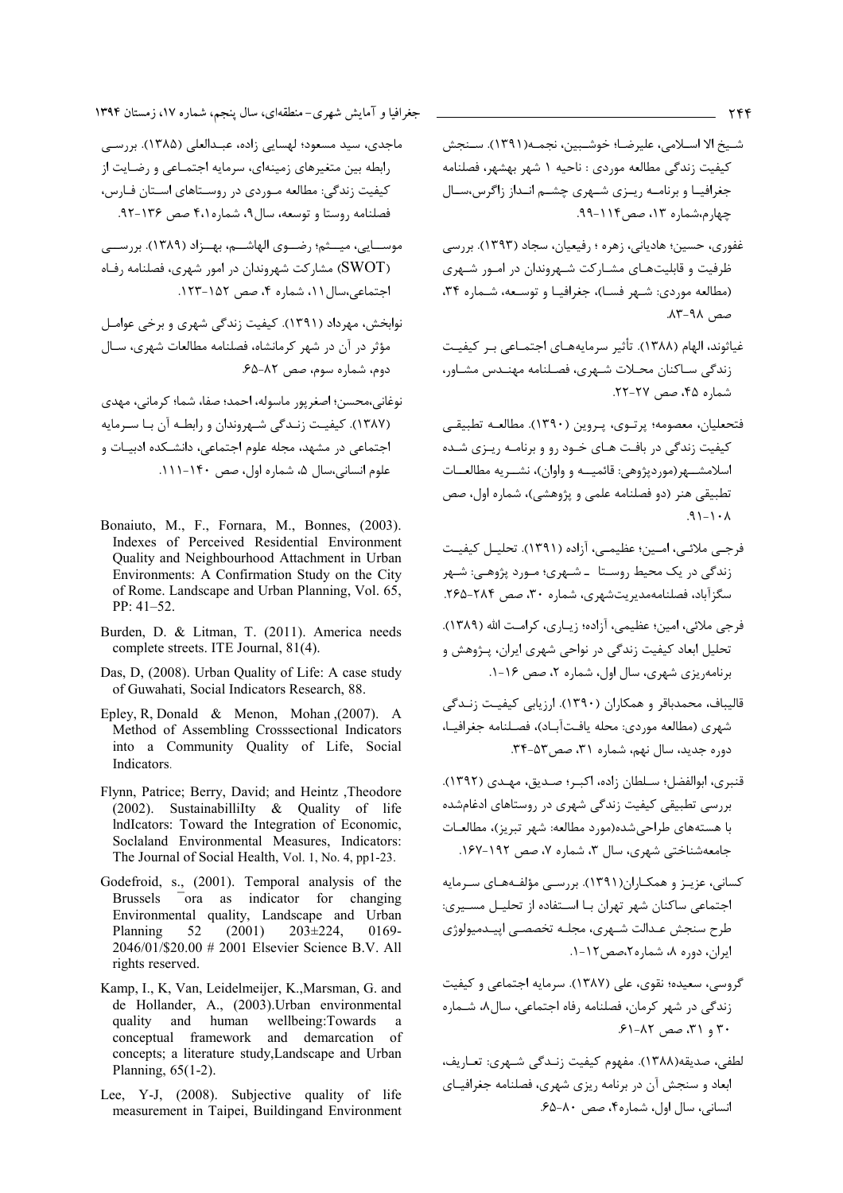شیخ الا اسلامی، علیرضا؛ خوشبین، نجمه(۱۳۹۱). سنجش کیفیت زندگی مطالعه موردی : ناحیه ۱ شهر بهشهر، فصلنامه جغرافیا و برنامه ریزی شهری چشم انداز زاگرس،سال چهارم،شماره ۱۳، صص۱۱۴-۹۹.

غفوری، حسین؛ هادیانی، زهره ؛ رفیعیان، سجاد (۱۳۹۳). بررسی ظرفیت و قابلیت‌های مشارکت شهروندان در امور شهری (مطالعه موردی: شهر فسا)، جغرافیا و توسعه، شماره ۳۴، صص ۹۸-۸۳.

غیاثوند، الهام (۱۳۸۸). تأثیر سرمایه‌های اجتماعی بر کیفیت زندگی ساکنان محلات شهری، فصلنامه مهندس مشاور، شماره ۴۵، صص ۲۷-۲۲.

فتحعلیان، معصومه؛ پرتوی، پروین (۱۳۹۰). مطالعه تطبیقی کیفیت زندگی در بافت های خود رو و برنامه ریزی شده اسلامشهر(موردپژوهی: قائمیه و واوان)، نشریه مطالعات تطبیقی هنر (دو فصلنامه علمی و پژوهشی)، شماره اول، صص ۱۰۸-۹۱.

فرجی ملائی، امین؛ عظیمی، آزاده (۱۳۹۱). تحلیل کیفیت زندگی در یک محیط روستا ـ شهری؛ مورد پژوهی: شهر سگزآباد، فصلنامه‌مدیریت‌شهری، شماره ۳۰، صص ۲۸۴-۲۶۵.

فرجی ملائی، امین؛ عظیمی، آزاده؛ زیاری، کرامت الله (۱۳۸۹). تحلیل ابعاد کیفیت زندگی در نواحی شهری ایران، پژوهش و برنامه‌ریزی شهری، سال اول، شماره ۲، صص ۱۶-۱.

قالیباف، محمدباقر و همکاران (۱۳۹۰). ارزیابی کیفیت زندگی شهری (مطالعه موردی: محله یافت‌آباد)، فصلنامه جغرافیا، دوره جدید، سال نهم، شماره ۳۱، صص۵۳-۳۴.

قنبری، ابوالفضل؛ سلطان زاده، اکبر؛ صدیق، مهدی (۱۳۹۲). بررسی تطبیقی کیفیت زندگی شهری در روستاهای ادغام‌شده با هسته‌های طراحی‌شده(مورد مطالعه: شهر تبریز)، مطالعات جامعه‌شناختی شهری، سال ۳، شماره ۷، صص ۱۹۲-۱۶۷.

کسانی، عزیز و همکاران(۱۳۹۱). بررسی مؤلفه‌های سرمایه اجتماعی ساکنان شهر تهران با استفاده از تحلیل مسیری: طرح سنجش عدالت شهری، مجله تخصصی اپیدمیولوژی ایران، دوره ۸، شماره۲،صص۱۲-۱.

گروسی، سعیده؛ نقوی، علی (۱۳۸۷). سرمایه اجتماعی و کیفیت زندگی در شهر کرمان، فصلنامه رفاه اجتماعی، سال۸، شماره ۳۰ و ۳۱، صص ۸۲-۶۱.

لطفی، صدیقه(۱۳۸۸). مفهوم کیفیت زندگی شهری: تعاریف، ابعاد و سنجش آن در برنامه ریزی شهری، فصلنامه جغرافیای انسانی، سال اول، شماره۴، صص ۸۰-۶۵.

ماجدی، سید مسعود؛ لهسایی زاده، عبدالعلی (۱۳۸۵). بررسی رابطه بین متغیرهای زمینه‌ای، سرمایه اجتماعی و رضایت از کیفیت زندگی: مطالعه موردی در روستاهای استان فارس، فصلنامه روستا و توسعه، سال۹، شماره۴،۱ صص ۱۳۶-۹۲.

موسایی، میثم؛ رضوی الهاشم، بهزاد (۱۳۸۹). بررسی (SWOT) مشارکت شهروندان در امور شهری، فصلنامه رفاه اجتماعی،سال۱۱، شماره ۴، صص ۱۵۲-۱۲۳.

نوابخش، مهرداد (۱۳۹۱). کیفیت زندگی شهری و برخی عوامل مؤثر در آن در شهر کرمانشاه، فصلنامه مطالعات شهری، سال دوم، شماره سوم، صص ۸۲-۶۵.

نوغانی،محسن؛ اصغرپور ماسوله، احمد؛ صفا، شما؛ کرمانی، مهدی (۱۳۸۷). کیفیت زندگی شهروندان و رابطه آن با سرمایه اجتماعی در مشهد، مجله علوم اجتماعی، دانشکده ادبیات و علوم انسانی،سال ۵، شماره اول، صص ۱۴۰-۱۱۱.

Bonaiuto, M., F., Fornara, M., Bonnes, (2003). Indexes of Perceived Residential Environment Quality and Neighbourhood Attachment in Urban Environments: A Confirmation Study on the City of Rome. Landscape and Urban Planning, Vol. 65, PP: 41–52.

Burden, D. & Litman, T. (2011). America needs complete streets. ITE Journal, 81(4).

Das, D, (2008). Urban Quality of Life: A case study of Guwahati, Social Indicators Research, 88.

Epley, R, Donald & Menon, Mohan ,(2007). A Method of Assembling Crosssectional Indicators into a Community Quality of Life, Social Indicators.

Flynn, Patrice; Berry, David; and Heintz ,Theodore (2002). SustainabilliIty & Quality of life lndIcators: Toward the Integration of Economic, Soclaland Environmental Measures, Indicators: The Journal of Social Health, Vol. 1, No. 4, pp1-23.

Godefroid, s., (2001). Temporal analysis of the Brussels ¯ora as indicator for changing Environmental quality, Landscape and Urban Planning 52 (2001) 203±224, 0169-2046/01/$20.00 # 2001 Elsevier Science B.V. All rights reserved.

Kamp, I., K, Van, Leidelmeijer, K.,Marsman, G. and de Hollander, A., (2003).Urban environmental quality and human wellbeing:Towards a conceptual framework and demarcation of concepts; a literature study,Landscape and Urban Planning, 65(1-2).

Lee, Y-J, (2008). Subjective quality of life measurement in Taipei, Buildingand Environment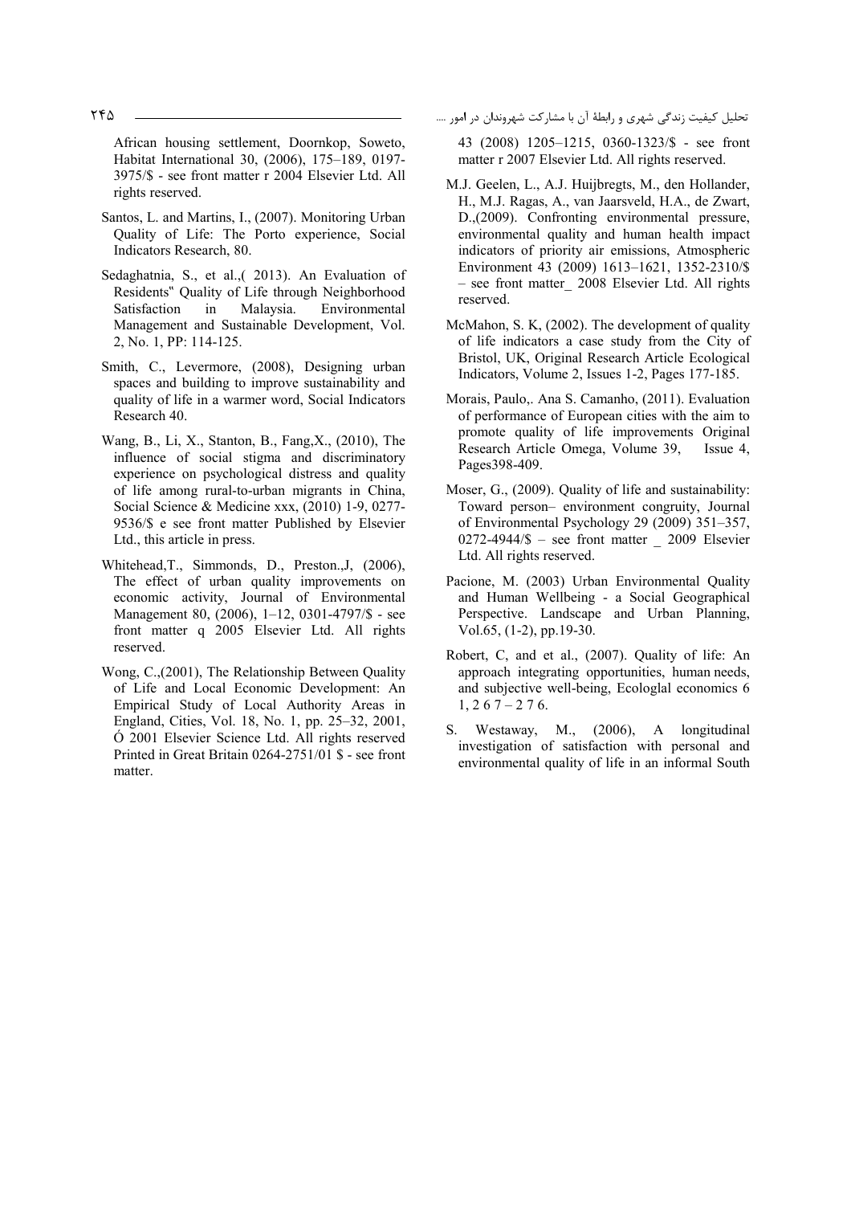African housing settlement, Doornkop, Soweto, Habitat International 30, (2006), 175–189, 0197-3975/$ - see front matter r 2004 Elsevier Ltd. All rights reserved.

Santos, L. and Martins, I., (2007). Monitoring Urban Quality of Life: The Porto experience, Social Indicators Research, 80.

Sedaghatnia, S., et al.,( 2013). An Evaluation of Residents‟ Quality of Life through Neighborhood Satisfaction in Malaysia. Environmental Management and Sustainable Development, Vol. 2, No. 1, PP: 114-125.

Smith, C., Levermore, (2008), Designing urban spaces and building to improve sustainability and quality of life in a warmer word, Social Indicators Research 40.

Wang, B., Li, X., Stanton, B., Fang,X., (2010), The influence of social stigma and discriminatory experience on psychological distress and quality of life among rural-to-urban migrants in China, Social Science & Medicine xxx, (2010) 1-9, 0277-9536/$ e see front matter Published by Elsevier Ltd., this article in press.

Whitehead,T., Simmonds, D., Preston.,J, (2006), The effect of urban quality improvements on economic activity, Journal of Environmental Management 80, (2006), 1–12, 0301-4797/$ - see front matter q 2005 Elsevier Ltd. All rights reserved.

Wong, C.,(2001), The Relationship Between Quality of Life and Local Economic Development: An Empirical Study of Local Authority Areas in England, Cities, Vol. 18, No. 1, pp. 25–32, 2001, Ó 2001 Elsevier Science Ltd. All rights reserved Printed in Great Britain 0264-2751/01 $ - see front matter.

43 (2008) 1205–1215, 0360-1323/$ - see front matter r 2007 Elsevier Ltd. All rights reserved.

M.J. Geelen, L., A.J. Huijbregts, M., den Hollander, H., M.J. Ragas, A., van Jaarsveld, H.A., de Zwart, D.,(2009). Confronting environmental pressure, environmental quality and human health impact indicators of priority air emissions, Atmospheric Environment 43 (2009) 1613–1621, 1352-2310/$ – see front matter_ 2008 Elsevier Ltd. All rights reserved.

McMahon, S. K, (2002). The development of quality of life indicators a case study from the City of Bristol, UK, Original Research Article Ecological Indicators, Volume 2, Issues 1-2, Pages 177-185.

Morais, Paulo,. Ana S. Camanho, (2011). Evaluation of performance of European cities with the aim to promote quality of life improvements Original Research Article Omega, Volume 39, Issue 4, Pages398-409.

Moser, G., (2009). Quality of life and sustainability: Toward person– environment congruity, Journal of Environmental Psychology 29 (2009) 351–357, 0272-4944/$ – see front matter _ 2009 Elsevier Ltd. All rights reserved.

Pacione, M. (2003) Urban Environmental Quality and Human Wellbeing - a Social Geographical Perspective. Landscape and Urban Planning, Vol.65, (1-2), pp.19-30.

Robert, C, and et al., (2007). Quality of life: An approach integrating opportunities, human needs, and subjective well-being, Ecologlal economics 6 1, 2 6 7 – 2 7 6.

S. Westaway, M., (2006), A longitudinal investigation of satisfaction with personal and environmental quality of life in an informal South